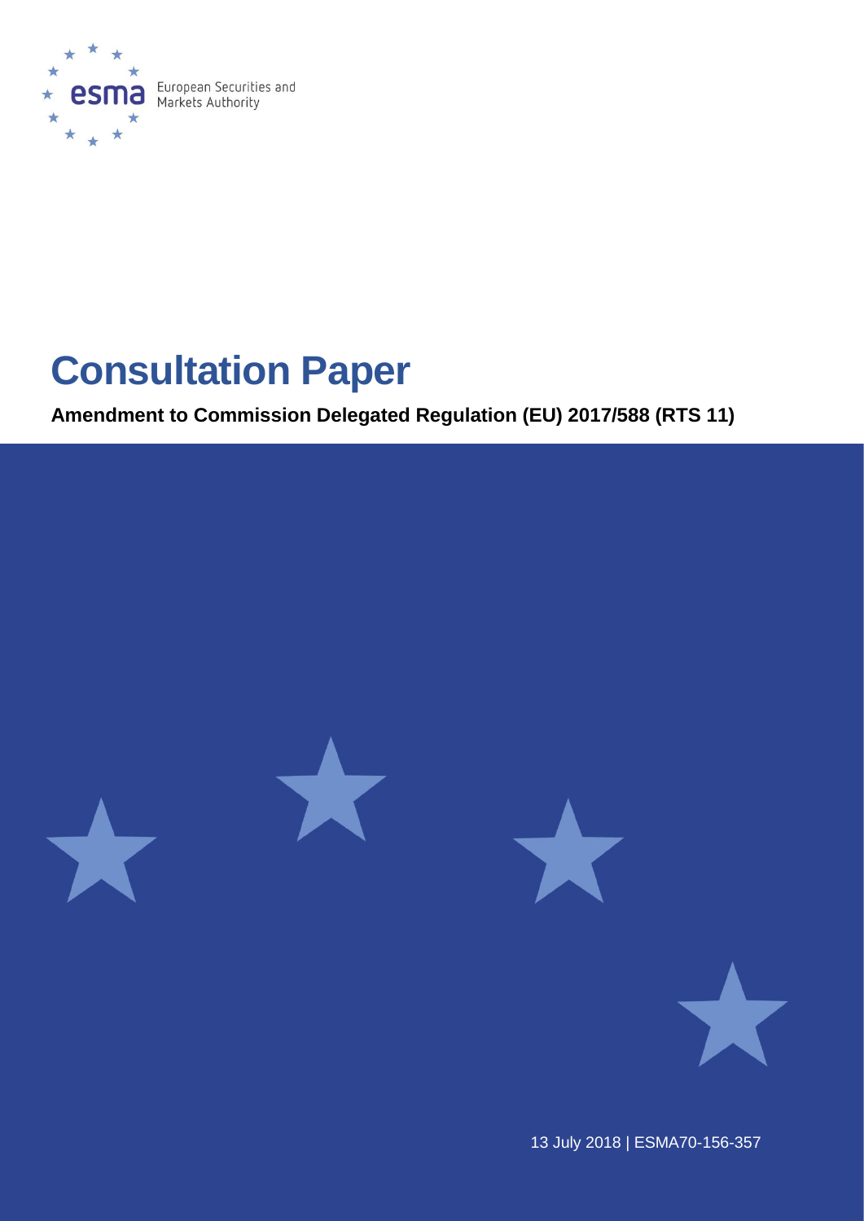European Securities and Markets Authority

# Consultation Paper

**Amendment to Commission Delegated Regulation (EU) 2017/588 (RTS 11)**

13 July 2018 | ESMA70-156-357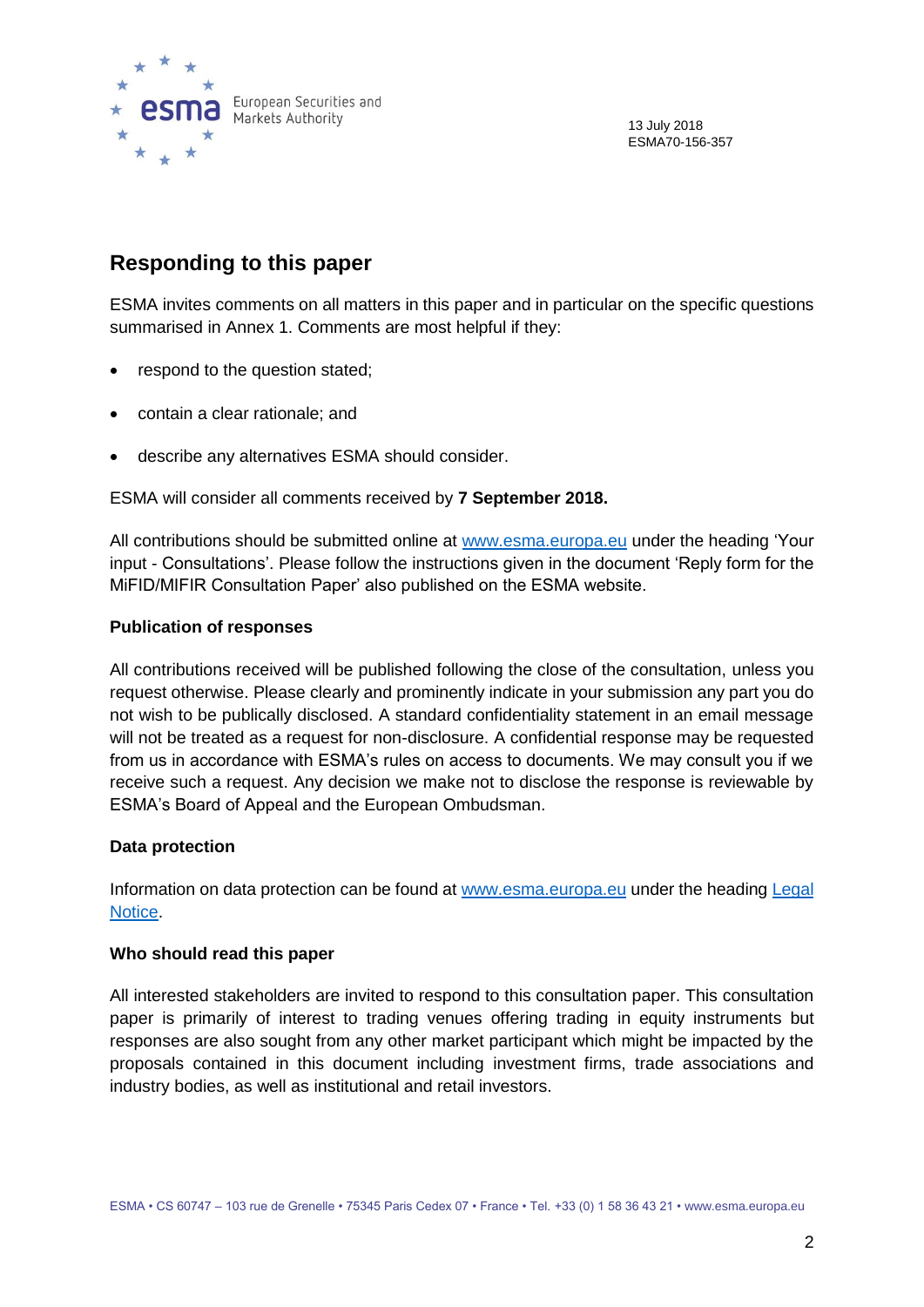13 July 2018
ESMA70-156-357

## Responding to this paper

ESMA invites comments on all matters in this paper and in particular on the specific questions summarised in Annex 1. Comments are most helpful if they:

- respond to the question stated;
- contain a clear rationale; and
- describe any alternatives ESMA should consider.

ESMA will consider all comments received by **7 September 2018.**

All contributions should be submitted online at [www.esma.europa.eu](www.esma.europa.eu) under the heading 'Your input - Consultations'. Please follow the instructions given in the document 'Reply form for the MiFID/MIFIR Consultation Paper' also published on the ESMA website.

**Publication of responses**

All contributions received will be published following the close of the consultation, unless you request otherwise. Please clearly and prominently indicate in your submission any part you do not wish to be publically disclosed. A standard confidentiality statement in an email message will not be treated as a request for non-disclosure. A confidential response may be requested from us in accordance with ESMA's rules on access to documents. We may consult you if we receive such a request. Any decision we make not to disclose the response is reviewable by ESMA's Board of Appeal and the European Ombudsman.

**Data protection**

Information on data protection can be found at [www.esma.europa.eu](www.esma.europa.eu) under the heading Legal Notice.

**Who should read this paper**

All interested stakeholders are invited to respond to this consultation paper. This consultation paper is primarily of interest to trading venues offering trading in equity instruments but responses are also sought from any other market participant which might be impacted by the proposals contained in this document including investment firms, trade associations and industry bodies, as well as institutional and retail investors.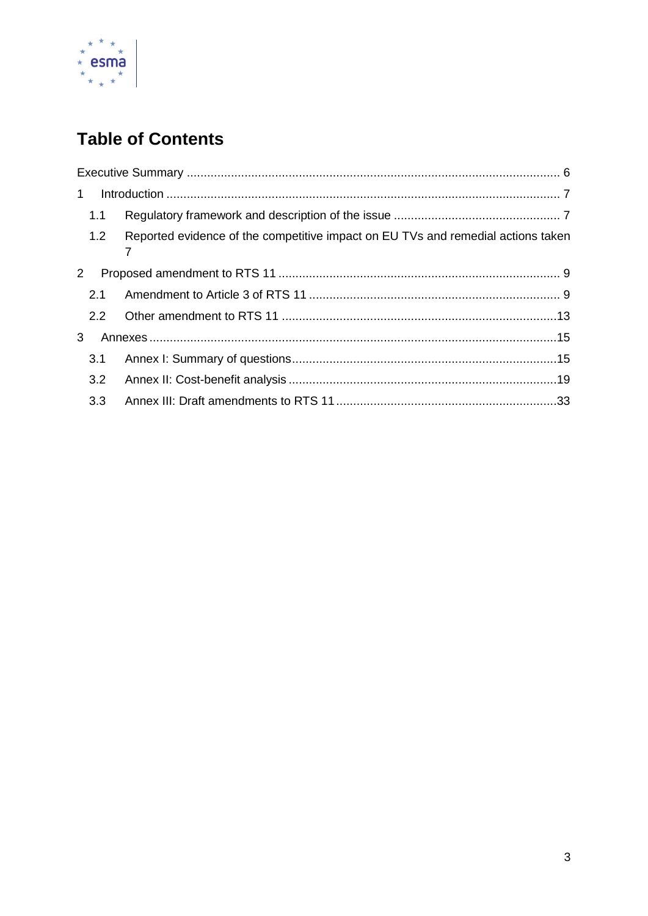# Table of Contents

Executive Summary ............................................................................................................ 6

1 Introduction ................................................................................................................... 7

1.1 Regulatory framework and description of the issue ................................................. 7

1.2 Reported evidence of the competitive impact on EU TVs and remedial actions taken 7

2 Proposed amendment to RTS 11 .................................................................................. 9

2.1 Amendment to Article 3 of RTS 11 .......................................................................... 9

2.2 Other amendment to RTS 11 .................................................................................13

3 Annexes .......................................................................................................................15

3.1 Annex I: Summary of questions..............................................................................15

3.2 Annex II: Cost-benefit analysis ...............................................................................19

3.3 Annex III: Draft amendments to RTS 11 .................................................................33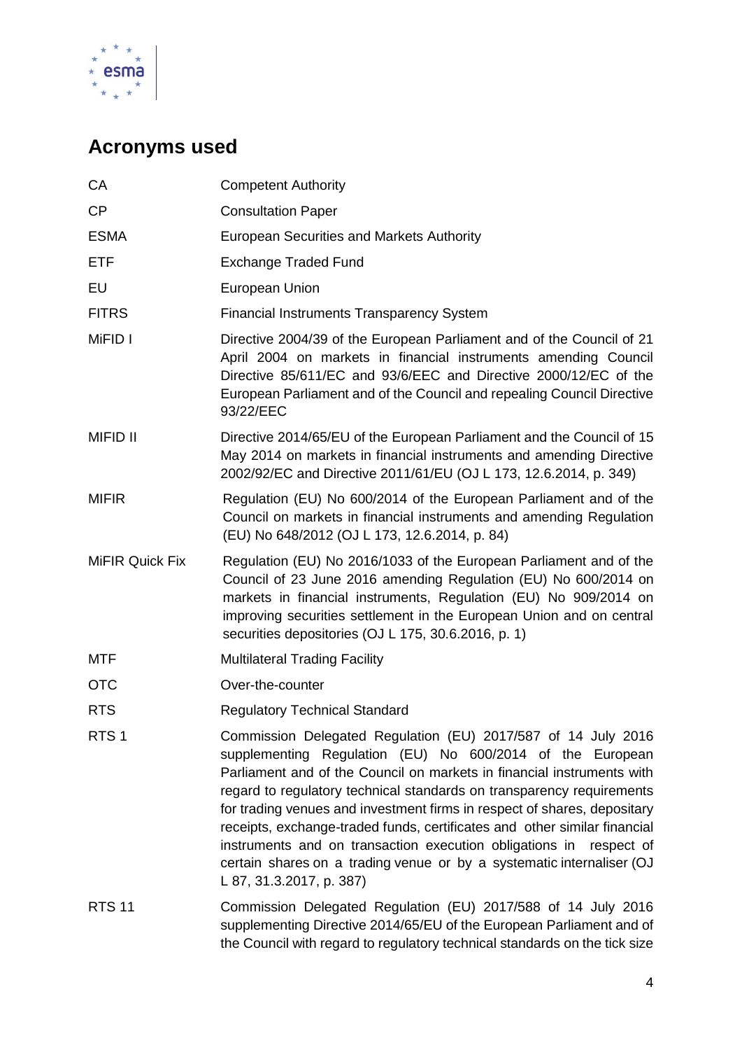## Acronyms used

| | |
|---|---|
| CA | Competent Authority |
| CP | Consultation Paper |
| ESMA | European Securities and Markets Authority |
| ETF | Exchange Traded Fund |
| EU | European Union |
| FITRS | Financial Instruments Transparency System |
| MiFID I | Directive 2004/39 of the European Parliament and of the Council of 21 April 2004 on markets in financial instruments amending Council Directive 85/611/EC and 93/6/EEC and Directive 2000/12/EC of the European Parliament and of the Council and repealing Council Directive 93/22/EEC |
| MIFID II | Directive 2014/65/EU of the European Parliament and the Council of 15 May 2014 on markets in financial instruments and amending Directive 2002/92/EC and Directive 2011/61/EU (OJ L 173, 12.6.2014, p. 349) |
| MIFIR | Regulation (EU) No 600/2014 of the European Parliament and of the Council on markets in financial instruments and amending Regulation (EU) No 648/2012 (OJ L 173, 12.6.2014, p. 84) |
| MiFIR Quick Fix | Regulation (EU) No 2016/1033 of the European Parliament and of the Council of 23 June 2016 amending Regulation (EU) No 600/2014 on markets in financial instruments, Regulation (EU) No 909/2014 on improving securities settlement in the European Union and on central securities depositories (OJ L 175, 30.6.2016, p. 1) |
| MTF | Multilateral Trading Facility |
| OTC | Over-the-counter |
| RTS | Regulatory Technical Standard |
| RTS 1 | Commission Delegated Regulation (EU) 2017/587 of 14 July 2016 supplementing Regulation (EU) No 600/2014 of the European Parliament and of the Council on markets in financial instruments with regard to regulatory technical standards on transparency requirements for trading venues and investment firms in respect of shares, depositary receipts, exchange-traded funds, certificates and other similar financial instruments and on transaction execution obligations in respect of certain shares on a trading venue or by a systematic internaliser (OJ L 87, 31.3.2017, p. 387) |
| RTS 11 | Commission Delegated Regulation (EU) 2017/588 of 14 July 2016 supplementing Directive 2014/65/EU of the European Parliament and of the Council with regard to regulatory technical standards on the tick size |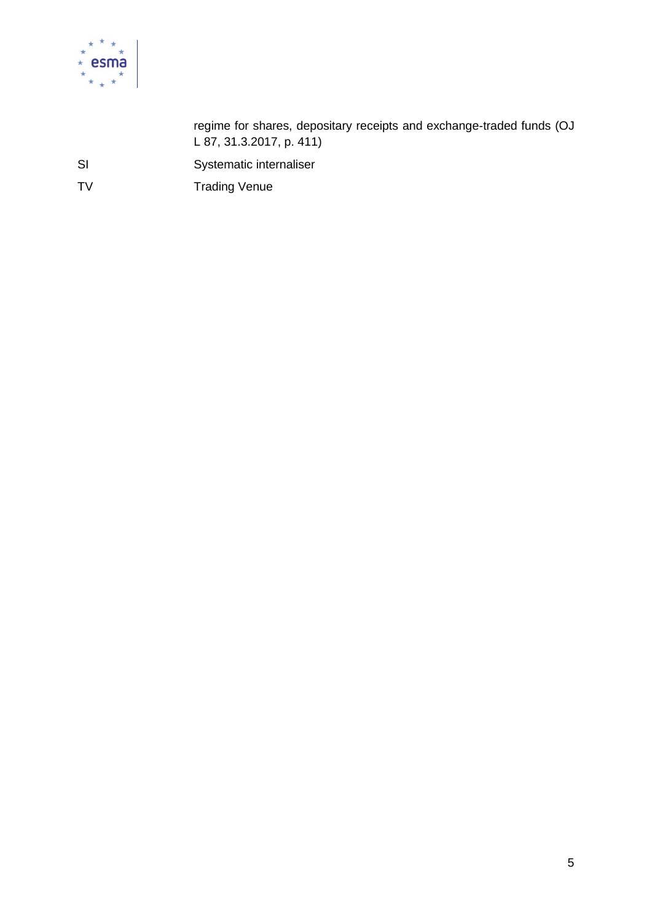| | |
|---|---|
| | regime for shares, depositary receipts and exchange-traded funds (OJ L 87, 31.3.2017, p. 411) |
| SI | Systematic internaliser |
| TV | Trading Venue |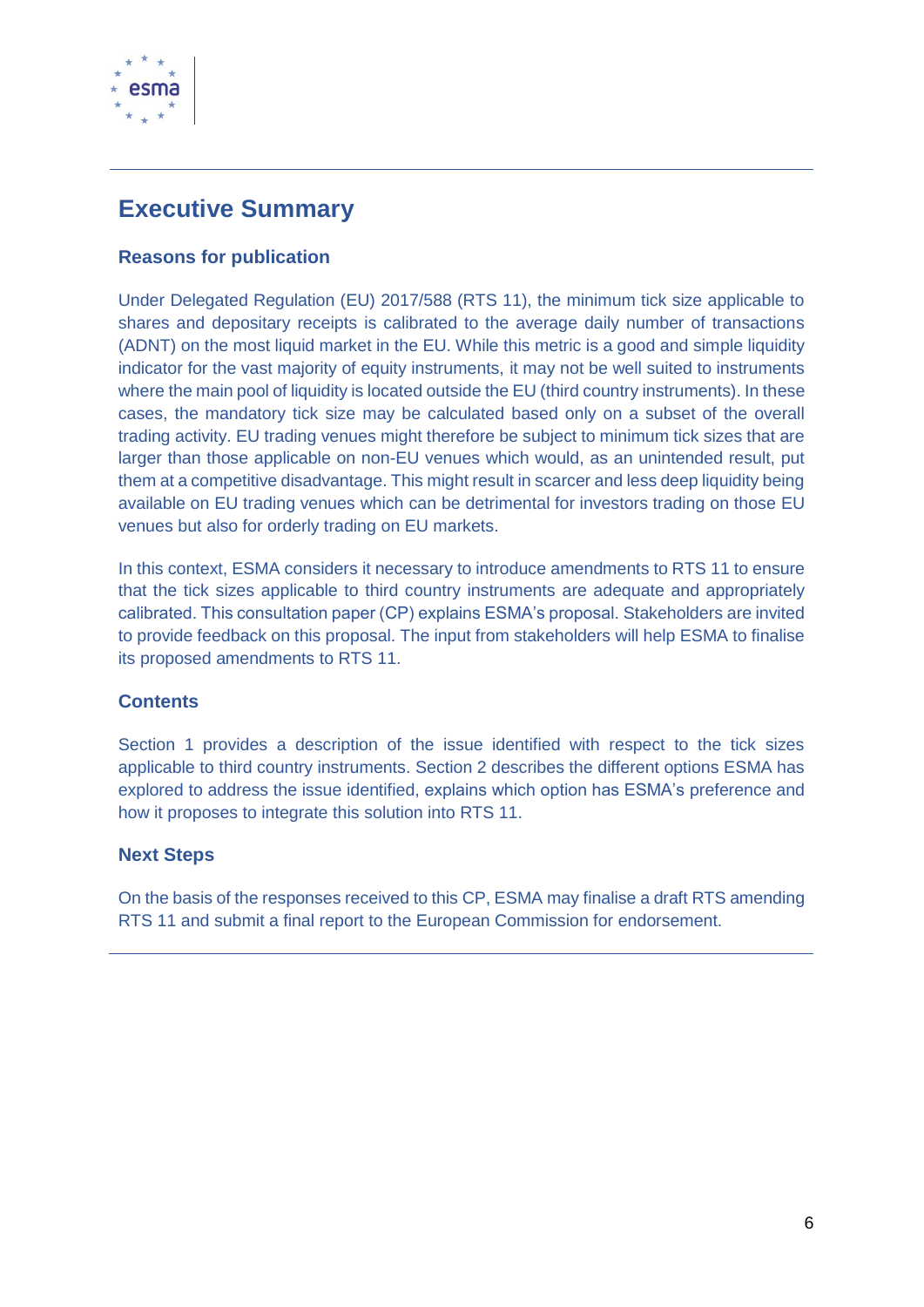# Executive Summary

## Reasons for publication

Under Delegated Regulation (EU) 2017/588 (RTS 11), the minimum tick size applicable to shares and depositary receipts is calibrated to the average daily number of transactions (ADNT) on the most liquid market in the EU. While this metric is a good and simple liquidity indicator for the vast majority of equity instruments, it may not be well suited to instruments where the main pool of liquidity is located outside the EU (third country instruments). In these cases, the mandatory tick size may be calculated based only on a subset of the overall trading activity. EU trading venues might therefore be subject to minimum tick sizes that are larger than those applicable on non-EU venues which would, as an unintended result, put them at a competitive disadvantage. This might result in scarcer and less deep liquidity being available on EU trading venues which can be detrimental for investors trading on those EU venues but also for orderly trading on EU markets.

In this context, ESMA considers it necessary to introduce amendments to RTS 11 to ensure that the tick sizes applicable to third country instruments are adequate and appropriately calibrated. This consultation paper (CP) explains ESMA's proposal. Stakeholders are invited to provide feedback on this proposal. The input from stakeholders will help ESMA to finalise its proposed amendments to RTS 11.

## Contents

Section 1 provides a description of the issue identified with respect to the tick sizes applicable to third country instruments. Section 2 describes the different options ESMA has explored to address the issue identified, explains which option has ESMA's preference and how it proposes to integrate this solution into RTS 11.

## Next Steps

On the basis of the responses received to this CP, ESMA may finalise a draft RTS amending RTS 11 and submit a final report to the European Commission for endorsement.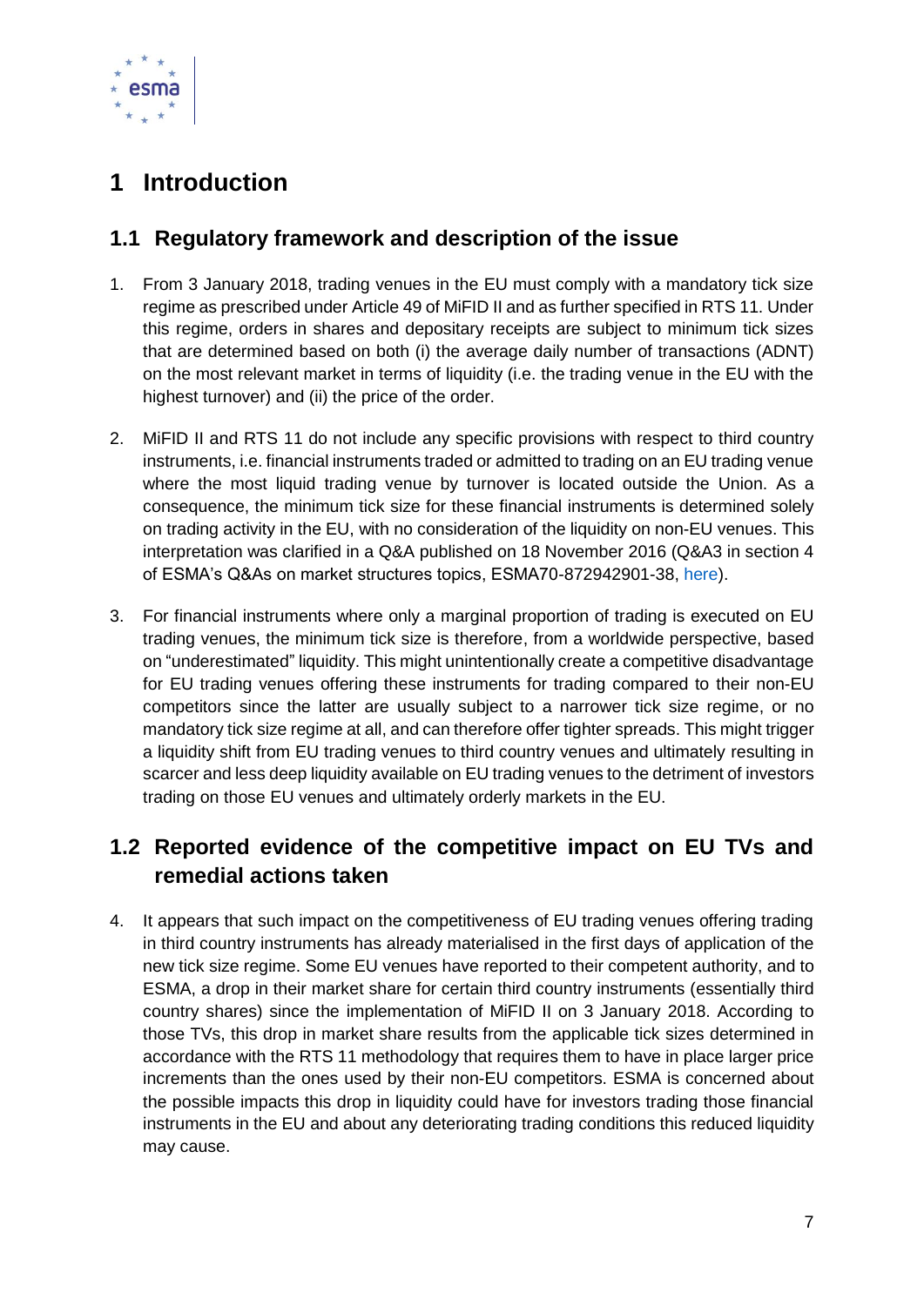# 1 Introduction

## 1.1 Regulatory framework and description of the issue

1. From 3 January 2018, trading venues in the EU must comply with a mandatory tick size regime as prescribed under Article 49 of MiFID II and as further specified in RTS 11. Under this regime, orders in shares and depositary receipts are subject to minimum tick sizes that are determined based on both (i) the average daily number of transactions (ADNT) on the most relevant market in terms of liquidity (i.e. the trading venue in the EU with the highest turnover) and (ii) the price of the order.

2. MiFID II and RTS 11 do not include any specific provisions with respect to third country instruments, i.e. financial instruments traded or admitted to trading on an EU trading venue where the most liquid trading venue by turnover is located outside the Union. As a consequence, the minimum tick size for these financial instruments is determined solely on trading activity in the EU, with no consideration of the liquidity on non-EU venues. This interpretation was clarified in a Q&A published on 18 November 2016 (Q&A3 in section 4 of ESMA's Q&As on market structures topics, ESMA70-872942901-38, here).

3. For financial instruments where only a marginal proportion of trading is executed on EU trading venues, the minimum tick size is therefore, from a worldwide perspective, based on "underestimated" liquidity. This might unintentionally create a competitive disadvantage for EU trading venues offering these instruments for trading compared to their non-EU competitors since the latter are usually subject to a narrower tick size regime, or no mandatory tick size regime at all, and can therefore offer tighter spreads. This might trigger a liquidity shift from EU trading venues to third country venues and ultimately resulting in scarcer and less deep liquidity available on EU trading venues to the detriment of investors trading on those EU venues and ultimately orderly markets in the EU.

## 1.2 Reported evidence of the competitive impact on EU TVs and remedial actions taken

4. It appears that such impact on the competitiveness of EU trading venues offering trading in third country instruments has already materialised in the first days of application of the new tick size regime. Some EU venues have reported to their competent authority, and to ESMA, a drop in their market share for certain third country instruments (essentially third country shares) since the implementation of MiFID II on 3 January 2018. According to those TVs, this drop in market share results from the applicable tick sizes determined in accordance with the RTS 11 methodology that requires them to have in place larger price increments than the ones used by their non-EU competitors. ESMA is concerned about the possible impacts this drop in liquidity could have for investors trading those financial instruments in the EU and about any deteriorating trading conditions this reduced liquidity may cause.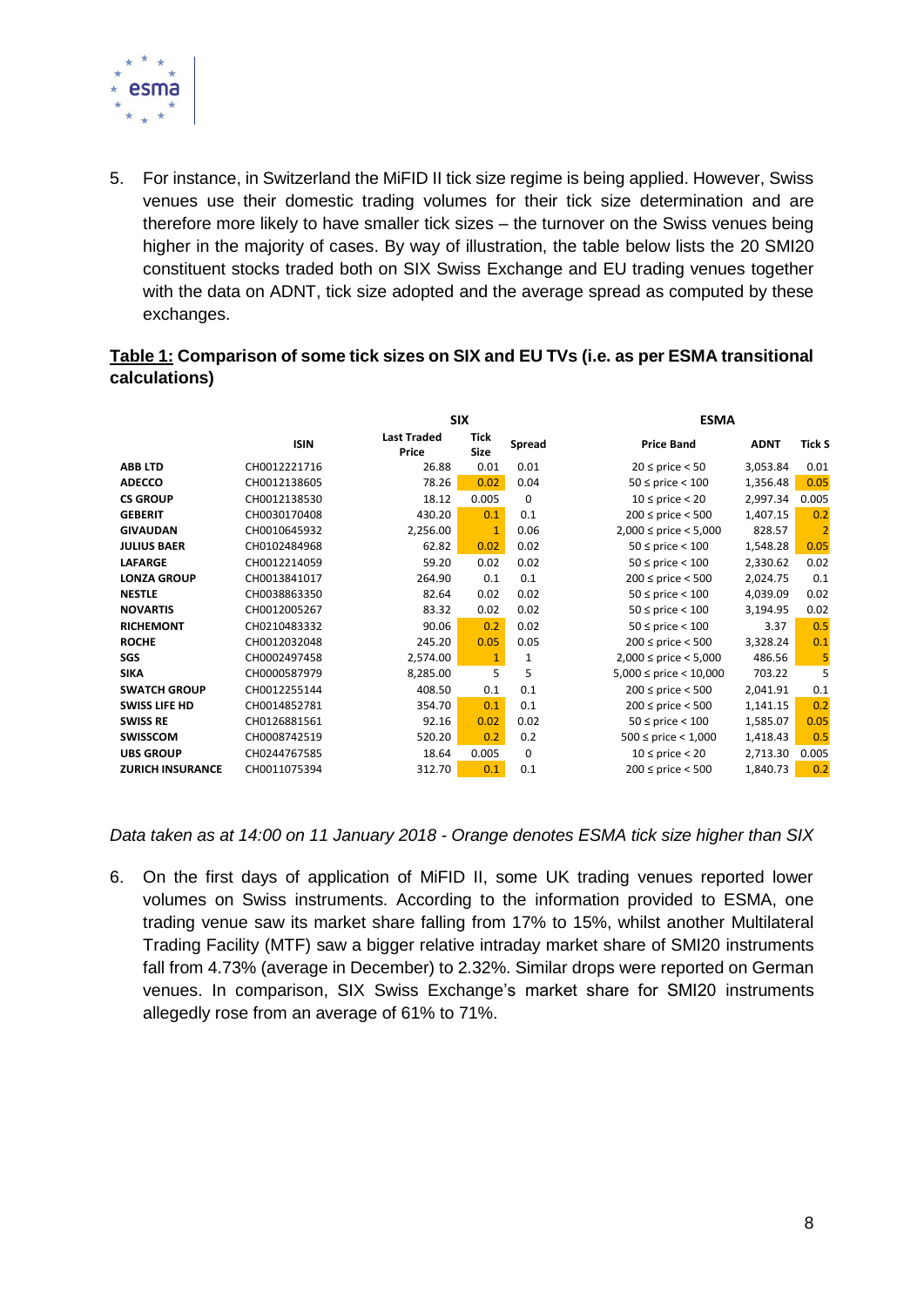5. For instance, in Switzerland the MiFID II tick size regime is being applied. However, Swiss venues use their domestic trading volumes for their tick size determination and are therefore more likely to have smaller tick sizes – the turnover on the Swiss venues being higher in the majority of cases. By way of illustration, the table below lists the 20 SMI20 constituent stocks traded both on SIX Swiss Exchange and EU trading venues together with the data on ADNT, tick size adopted and the average spread as computed by these exchanges.

**Table 1: Comparison of some tick sizes on SIX and EU TVs (i.e. as per ESMA transitional calculations)**

| | | SIX | | | ESMA | | |
|---|---|---|---|---|---|---|---|
| | **ISIN** | **Last Traded Price** | **Tick Size** | **Spread** | **Price Band** | **ADNT** | **Tick S** |
| **ABB LTD** | CH0012221716 | 26.88 | 0.01 | 0.01 | 20 ≤ price < 50 | 3,053.84 | 0.01 |
| **ADECCO** | CH0012138605 | 78.26 | 0.02 | 0.04 | 50 ≤ price < 100 | 1,356.48 | 0.05 |
| **CS GROUP** | CH0012138530 | 18.12 | 0.005 | 0 | 10 ≤ price < 20 | 2,997.34 | 0.005 |
| **GEBERIT** | CH0030170408 | 430.20 | 0.1 | 0.1 | 200 ≤ price < 500 | 1,407.15 | 0.2 |
| **GIVAUDAN** | CH0010645932 | 2,256.00 | 1 | 0.06 | 2,000 ≤ price < 5,000 | 828.57 | 2 |
| **JULIUS BAER** | CH0102484968 | 62.82 | 0.02 | 0.02 | 50 ≤ price < 100 | 1,548.28 | 0.05 |
| **LAFARGE** | CH0012214059 | 59.20 | 0.02 | 0.02 | 50 ≤ price < 100 | 2,330.62 | 0.02 |
| **LONZA GROUP** | CH0013841017 | 264.90 | 0.1 | 0.1 | 200 ≤ price < 500 | 2,024.75 | 0.1 |
| **NESTLE** | CH0038863350 | 82.64 | 0.02 | 0.02 | 50 ≤ price < 100 | 4,039.09 | 0.02 |
| **NOVARTIS** | CH0012005267 | 83.32 | 0.02 | 0.02 | 50 ≤ price < 100 | 3,194.95 | 0.02 |
| **RICHEMONT** | CH0210483332 | 90.06 | 0.2 | 0.02 | 50 ≤ price < 100 | 3.37 | 0.5 |
| **ROCHE** | CH0012032048 | 245.20 | 0.05 | 0.05 | 200 ≤ price < 500 | 3,328.24 | 0.1 |
| **SGS** | CH0002497458 | 2,574.00 | 1 | 1 | 2,000 ≤ price < 5,000 | 486.56 | 5 |
| **SIKA** | CH0000587979 | 8,285.00 | 5 | 5 | 5,000 ≤ price < 10,000 | 703.22 | 5 |
| **SWATCH GROUP** | CH0012255144 | 408.50 | 0.1 | 0.1 | 200 ≤ price < 500 | 2,041.91 | 0.1 |
| **SWISS LIFE HD** | CH0014852781 | 354.70 | 0.1 | 0.1 | 200 ≤ price < 500 | 1,141.15 | 0.2 |
| **SWISS RE** | CH0126881561 | 92.16 | 0.02 | 0.02 | 50 ≤ price < 100 | 1,585.07 | 0.05 |
| **SWISSCOM** | CH0008742519 | 520.20 | 0.2 | 0.2 | 500 ≤ price < 1,000 | 1,418.43 | 0.5 |
| **UBS GROUP** | CH0244767585 | 18.64 | 0.005 | 0 | 10 ≤ price < 20 | 2,713.30 | 0.005 |
| **ZURICH INSURANCE** | CH0011075394 | 312.70 | 0.1 | 0.1 | 200 ≤ price < 500 | 1,840.73 | 0.2 |

*Data taken as at 14:00 on 11 January 2018 - Orange denotes ESMA tick size higher than SIX*

6. On the first days of application of MiFID II, some UK trading venues reported lower volumes on Swiss instruments. According to the information provided to ESMA, one trading venue saw its market share falling from 17% to 15%, whilst another Multilateral Trading Facility (MTF) saw a bigger relative intraday market share of SMI20 instruments fall from 4.73% (average in December) to 2.32%. Similar drops were reported on German venues. In comparison, SIX Swiss Exchange's market share for SMI20 instruments allegedly rose from an average of 61% to 71%.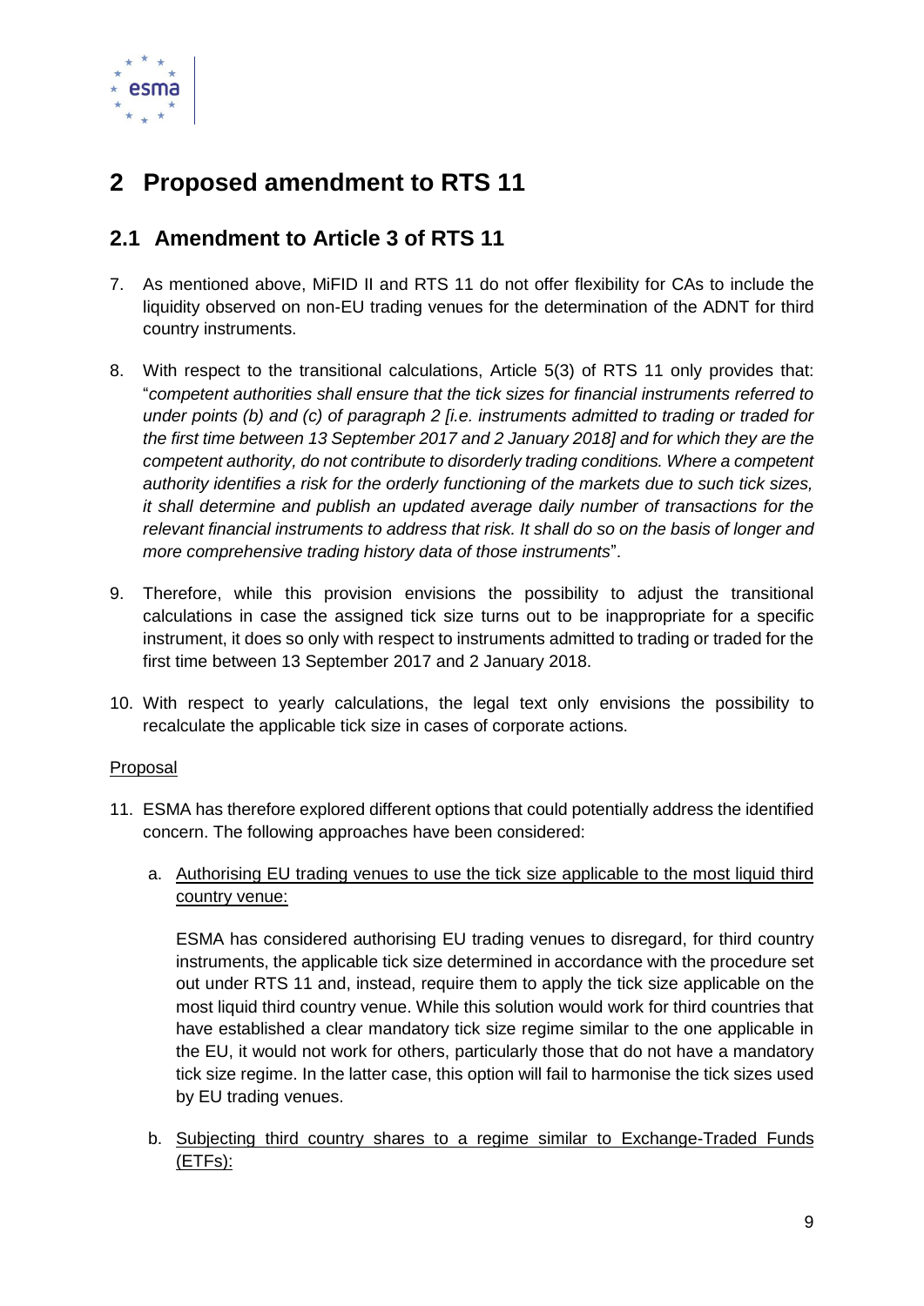# 2 Proposed amendment to RTS 11

## 2.1 Amendment to Article 3 of RTS 11

7. As mentioned above, MiFID II and RTS 11 do not offer flexibility for CAs to include the liquidity observed on non-EU trading venues for the determination of the ADNT for third country instruments.

8. With respect to the transitional calculations, Article 5(3) of RTS 11 only provides that: "*competent authorities shall ensure that the tick sizes for financial instruments referred to under points (b) and (c) of paragraph 2 [i.e. instruments admitted to trading or traded for the first time between 13 September 2017 and 2 January 2018] and for which they are the competent authority, do not contribute to disorderly trading conditions. Where a competent authority identifies a risk for the orderly functioning of the markets due to such tick sizes, it shall determine and publish an updated average daily number of transactions for the relevant financial instruments to address that risk. It shall do so on the basis of longer and more comprehensive trading history data of those instruments*".

9. Therefore, while this provision envisions the possibility to adjust the transitional calculations in case the assigned tick size turns out to be inappropriate for a specific instrument, it does so only with respect to instruments admitted to trading or traded for the first time between 13 September 2017 and 2 January 2018.

10. With respect to yearly calculations, the legal text only envisions the possibility to recalculate the applicable tick size in cases of corporate actions.

Proposal

11. ESMA has therefore explored different options that could potentially address the identified concern. The following approaches have been considered:

    a. Authorising EU trading venues to use the tick size applicable to the most liquid third country venue:

       ESMA has considered authorising EU trading venues to disregard, for third country instruments, the applicable tick size determined in accordance with the procedure set out under RTS 11 and, instead, require them to apply the tick size applicable on the most liquid third country venue. While this solution would work for third countries that have established a clear mandatory tick size regime similar to the one applicable in the EU, it would not work for others, particularly those that do not have a mandatory tick size regime. In the latter case, this option will fail to harmonise the tick sizes used by EU trading venues.

    b. Subjecting third country shares to a regime similar to Exchange-Traded Funds (ETFs):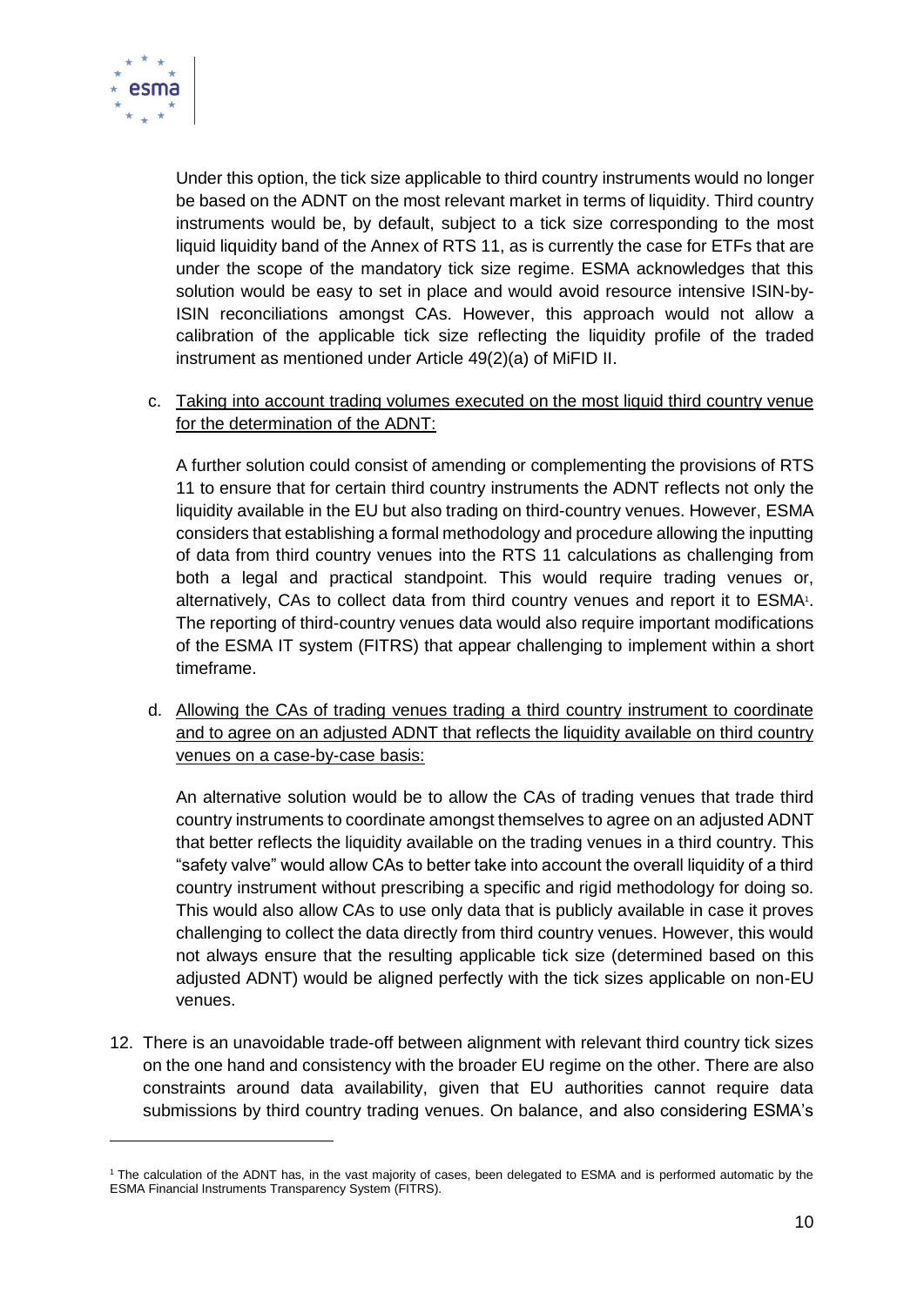Under this option, the tick size applicable to third country instruments would no longer be based on the ADNT on the most relevant market in terms of liquidity. Third country instruments would be, by default, subject to a tick size corresponding to the most liquid liquidity band of the Annex of RTS 11, as is currently the case for ETFs that are under the scope of the mandatory tick size regime. ESMA acknowledges that this solution would be easy to set in place and would avoid resource intensive ISIN-by-ISIN reconciliations amongst CAs. However, this approach would not allow a calibration of the applicable tick size reflecting the liquidity profile of the traded instrument as mentioned under Article 49(2)(a) of MiFID II.

c. <u>Taking into account trading volumes executed on the most liquid third country venue for the determination of the ADNT:</u>

   A further solution could consist of amending or complementing the provisions of RTS 11 to ensure that for certain third country instruments the ADNT reflects not only the liquidity available in the EU but also trading on third-country venues. However, ESMA considers that establishing a formal methodology and procedure allowing the inputting of data from third country venues into the RTS 11 calculations as challenging from both a legal and practical standpoint. This would require trading venues or, alternatively, CAs to collect data from third country venues and report it to ESMA[1]. The reporting of third-country venues data would also require important modifications of the ESMA IT system (FITRS) that appear challenging to implement within a short timeframe.

d. <u>Allowing the CAs of trading venues trading a third country instrument to coordinate and to agree on an adjusted ADNT that reflects the liquidity available on third country venues on a case-by-case basis:</u>

   An alternative solution would be to allow the CAs of trading venues that trade third country instruments to coordinate amongst themselves to agree on an adjusted ADNT that better reflects the liquidity available on the trading venues in a third country. This "safety valve" would allow CAs to better take into account the overall liquidity of a third country instrument without prescribing a specific and rigid methodology for doing so. This would also allow CAs to use only data that is publicly available in case it proves challenging to collect the data directly from third country venues. However, this would not always ensure that the resulting applicable tick size (determined based on this adjusted ADNT) would be aligned perfectly with the tick sizes applicable on non-EU venues.

12. There is an unavoidable trade-off between alignment with relevant third country tick sizes on the one hand and consistency with the broader EU regime on the other. There are also constraints around data availability, given that EU authorities cannot require data submissions by third country trading venues. On balance, and also considering ESMA's

[1] The calculation of the ADNT has, in the vast majority of cases, been delegated to ESMA and is performed automatic by the ESMA Financial Instruments Transparency System (FITRS).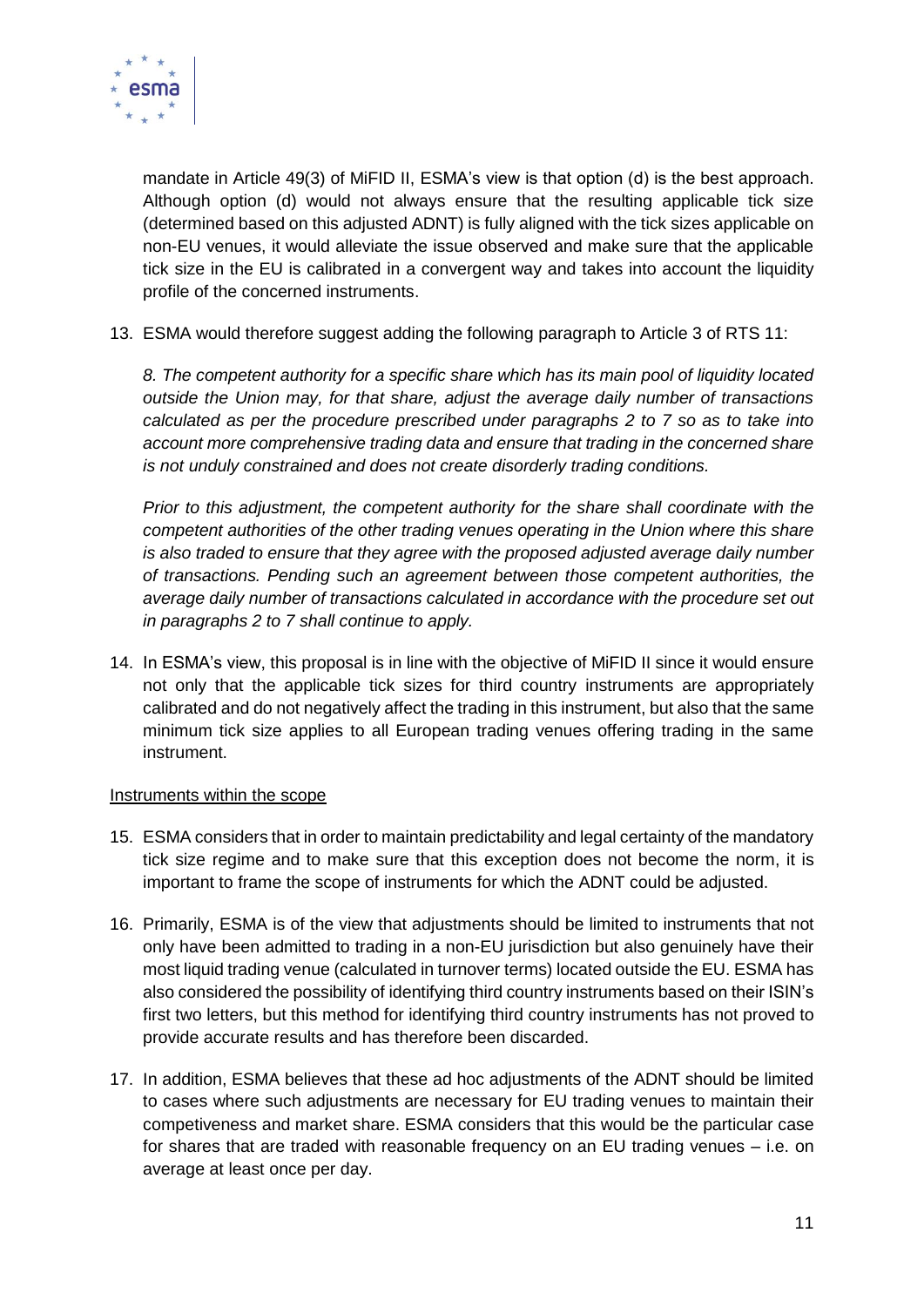mandate in Article 49(3) of MiFID II, ESMA's view is that option (d) is the best approach. Although option (d) would not always ensure that the resulting applicable tick size (determined based on this adjusted ADNT) is fully aligned with the tick sizes applicable on non-EU venues, it would alleviate the issue observed and make sure that the applicable tick size in the EU is calibrated in a convergent way and takes into account the liquidity profile of the concerned instruments.

13. ESMA would therefore suggest adding the following paragraph to Article 3 of RTS 11:

    *8. The competent authority for a specific share which has its main pool of liquidity located outside the Union may, for that share, adjust the average daily number of transactions calculated as per the procedure prescribed under paragraphs 2 to 7 so as to take into account more comprehensive trading data and ensure that trading in the concerned share is not unduly constrained and does not create disorderly trading conditions.*

    *Prior to this adjustment, the competent authority for the share shall coordinate with the competent authorities of the other trading venues operating in the Union where this share is also traded to ensure that they agree with the proposed adjusted average daily number of transactions. Pending such an agreement between those competent authorities, the average daily number of transactions calculated in accordance with the procedure set out in paragraphs 2 to 7 shall continue to apply.*

14. In ESMA's view, this proposal is in line with the objective of MiFID II since it would ensure not only that the applicable tick sizes for third country instruments are appropriately calibrated and do not negatively affect the trading in this instrument, but also that the same minimum tick size applies to all European trading venues offering trading in the same instrument.

<u>Instruments within the scope</u>

15. ESMA considers that in order to maintain predictability and legal certainty of the mandatory tick size regime and to make sure that this exception does not become the norm, it is important to frame the scope of instruments for which the ADNT could be adjusted.

16. Primarily, ESMA is of the view that adjustments should be limited to instruments that not only have been admitted to trading in a non-EU jurisdiction but also genuinely have their most liquid trading venue (calculated in turnover terms) located outside the EU. ESMA has also considered the possibility of identifying third country instruments based on their ISIN's first two letters, but this method for identifying third country instruments has not proved to provide accurate results and has therefore been discarded.

17. In addition, ESMA believes that these ad hoc adjustments of the ADNT should be limited to cases where such adjustments are necessary for EU trading venues to maintain their competiveness and market share. ESMA considers that this would be the particular case for shares that are traded with reasonable frequency on an EU trading venues – i.e. on average at least once per day.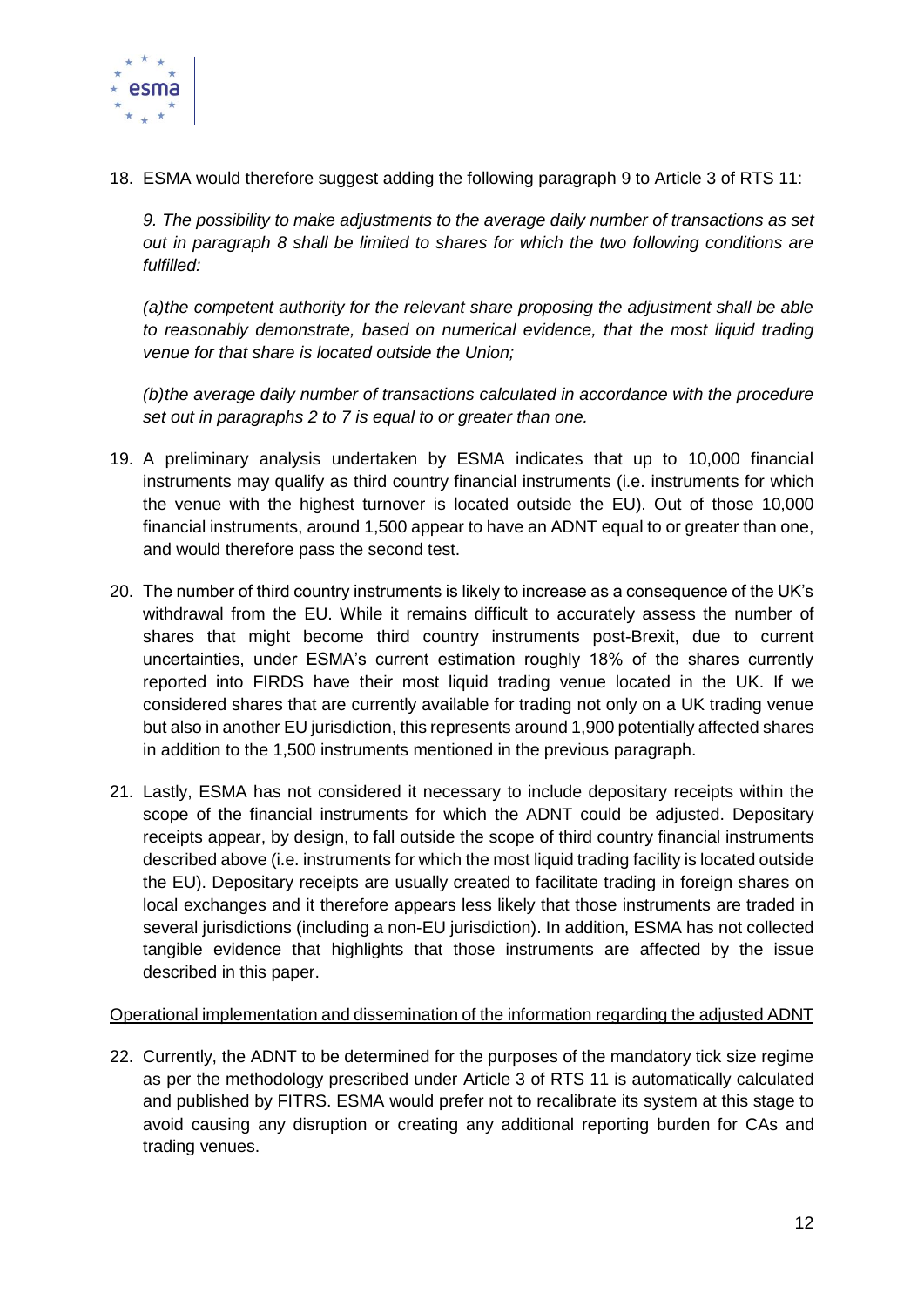18. ESMA would therefore suggest adding the following paragraph 9 to Article 3 of RTS 11:

    *9. The possibility to make adjustments to the average daily number of transactions as set out in paragraph 8 shall be limited to shares for which the two following conditions are fulfilled:*

    *(a) the competent authority for the relevant share proposing the adjustment shall be able to reasonably demonstrate, based on numerical evidence, that the most liquid trading venue for that share is located outside the Union;*

    *(b) the average daily number of transactions calculated in accordance with the procedure set out in paragraphs 2 to 7 is equal to or greater than one.*

19. A preliminary analysis undertaken by ESMA indicates that up to 10,000 financial instruments may qualify as third country financial instruments (i.e. instruments for which the venue with the highest turnover is located outside the EU). Out of those 10,000 financial instruments, around 1,500 appear to have an ADNT equal to or greater than one, and would therefore pass the second test.

20. The number of third country instruments is likely to increase as a consequence of the UK's withdrawal from the EU. While it remains difficult to accurately assess the number of shares that might become third country instruments post-Brexit, due to current uncertainties, under ESMA's current estimation roughly 18% of the shares currently reported into FIRDS have their most liquid trading venue located in the UK. If we considered shares that are currently available for trading not only on a UK trading venue but also in another EU jurisdiction, this represents around 1,900 potentially affected shares in addition to the 1,500 instruments mentioned in the previous paragraph.

21. Lastly, ESMA has not considered it necessary to include depositary receipts within the scope of the financial instruments for which the ADNT could be adjusted. Depositary receipts appear, by design, to fall outside the scope of third country financial instruments described above (i.e. instruments for which the most liquid trading facility is located outside the EU). Depositary receipts are usually created to facilitate trading in foreign shares on local exchanges and it therefore appears less likely that those instruments are traded in several jurisdictions (including a non-EU jurisdiction). In addition, ESMA has not collected tangible evidence that highlights that those instruments are affected by the issue described in this paper.

Operational implementation and dissemination of the information regarding the adjusted ADNT

22. Currently, the ADNT to be determined for the purposes of the mandatory tick size regime as per the methodology prescribed under Article 3 of RTS 11 is automatically calculated and published by FITRS. ESMA would prefer not to recalibrate its system at this stage to avoid causing any disruption or creating any additional reporting burden for CAs and trading venues.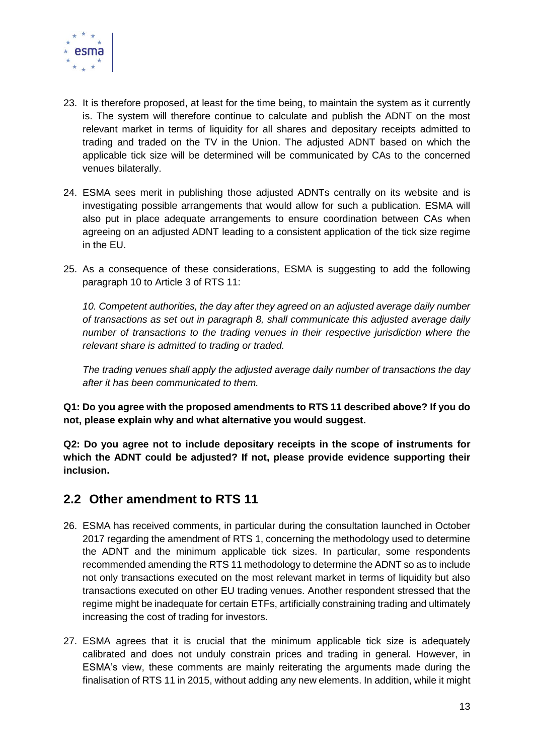23. It is therefore proposed, at least for the time being, to maintain the system as it currently is. The system will therefore continue to calculate and publish the ADNT on the most relevant market in terms of liquidity for all shares and depositary receipts admitted to trading and traded on the TV in the Union. The adjusted ADNT based on which the applicable tick size will be determined will be communicated by CAs to the concerned venues bilaterally.

24. ESMA sees merit in publishing those adjusted ADNTs centrally on its website and is investigating possible arrangements that would allow for such a publication. ESMA will also put in place adequate arrangements to ensure coordination between CAs when agreeing on an adjusted ADNT leading to a consistent application of the tick size regime in the EU.

25. As a consequence of these considerations, ESMA is suggesting to add the following paragraph 10 to Article 3 of RTS 11:

    *10. Competent authorities, the day after they agreed on an adjusted average daily number of transactions as set out in paragraph 8, shall communicate this adjusted average daily number of transactions to the trading venues in their respective jurisdiction where the relevant share is admitted to trading or traded.*

    *The trading venues shall apply the adjusted average daily number of transactions the day after it has been communicated to them.*

**Q1: Do you agree with the proposed amendments to RTS 11 described above? If you do not, please explain why and what alternative you would suggest.**

**Q2: Do you agree not to include depositary receipts in the scope of instruments for which the ADNT could be adjusted? If not, please provide evidence supporting their inclusion.**

## 2.2 Other amendment to RTS 11

26. ESMA has received comments, in particular during the consultation launched in October 2017 regarding the amendment of RTS 1, concerning the methodology used to determine the ADNT and the minimum applicable tick sizes. In particular, some respondents recommended amending the RTS 11 methodology to determine the ADNT so as to include not only transactions executed on the most relevant market in terms of liquidity but also transactions executed on other EU trading venues. Another respondent stressed that the regime might be inadequate for certain ETFs, artificially constraining trading and ultimately increasing the cost of trading for investors.

27. ESMA agrees that it is crucial that the minimum applicable tick size is adequately calibrated and does not unduly constrain prices and trading in general. However, in ESMA's view, these comments are mainly reiterating the arguments made during the finalisation of RTS 11 in 2015, without adding any new elements. In addition, while it might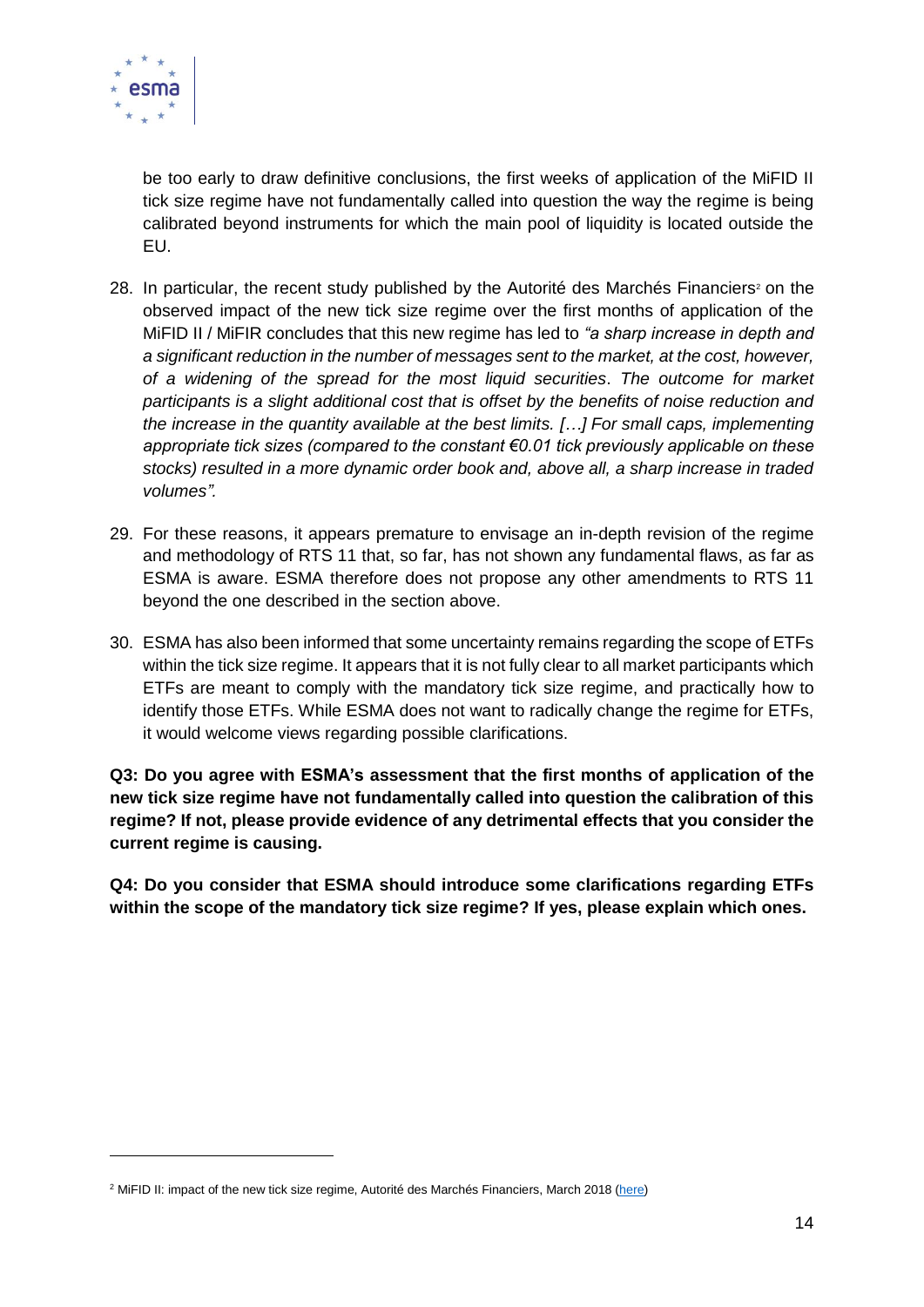be too early to draw definitive conclusions, the first weeks of application of the MiFID II tick size regime have not fundamentally called into question the way the regime is being calibrated beyond instruments for which the main pool of liquidity is located outside the EU.

28. In particular, the recent study published by the Autorité des Marchés Financiers[2] on the observed impact of the new tick size regime over the first months of application of the MiFID II / MiFIR concludes that this new regime has led to *"a sharp increase in depth and a significant reduction in the number of messages sent to the market, at the cost, however, of a widening of the spread for the most liquid securities. The outcome for market participants is a slight additional cost that is offset by the benefits of noise reduction and the increase in the quantity available at the best limits. […] For small caps, implementing appropriate tick sizes (compared to the constant €0.01 tick previously applicable on these stocks) resulted in a more dynamic order book and, above all, a sharp increase in traded volumes".*

29. For these reasons, it appears premature to envisage an in-depth revision of the regime and methodology of RTS 11 that, so far, has not shown any fundamental flaws, as far as ESMA is aware. ESMA therefore does not propose any other amendments to RTS 11 beyond the one described in the section above.

30. ESMA has also been informed that some uncertainty remains regarding the scope of ETFs within the tick size regime. It appears that it is not fully clear to all market participants which ETFs are meant to comply with the mandatory tick size regime, and practically how to identify those ETFs. While ESMA does not want to radically change the regime for ETFs, it would welcome views regarding possible clarifications.

**Q3: Do you agree with ESMA's assessment that the first months of application of the new tick size regime have not fundamentally called into question the calibration of this regime? If not, please provide evidence of any detrimental effects that you consider the current regime is causing.**

**Q4: Do you consider that ESMA should introduce some clarifications regarding ETFs within the scope of the mandatory tick size regime? If yes, please explain which ones.**

[2] MiFID II: impact of the new tick size regime, Autorité des Marchés Financiers, March 2018 (here)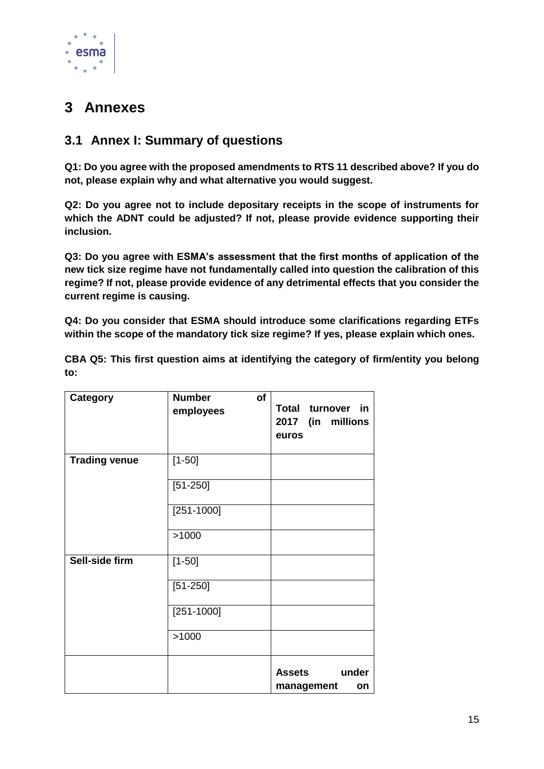# 3 Annexes

## 3.1 Annex I: Summary of questions

**Q1: Do you agree with the proposed amendments to RTS 11 described above? If you do not, please explain why and what alternative you would suggest.**

**Q2: Do you agree not to include depositary receipts in the scope of instruments for which the ADNT could be adjusted? If not, please provide evidence supporting their inclusion.**

**Q3: Do you agree with ESMA's assessment that the first months of application of the new tick size regime have not fundamentally called into question the calibration of this regime? If not, please provide evidence of any detrimental effects that you consider the current regime is causing.**

**Q4: Do you consider that ESMA should introduce some clarifications regarding ETFs within the scope of the mandatory tick size regime? If yes, please explain which ones.**

**CBA Q5: This first question aims at identifying the category of firm/entity you belong to:**

| **Category** | **Number of employees** | **Total turnover in 2017 (in millions euros** |
|---|---|---|
| **Trading venue** | [1-50] | |
| | [51-250] | |
| | [251-1000] | |
| | >1000 | |
| **Sell-side firm** | [1-50] | |
| | [51-250] | |
| | [251-1000] | |
| | >1000 | |
| | | **Assets under management on** |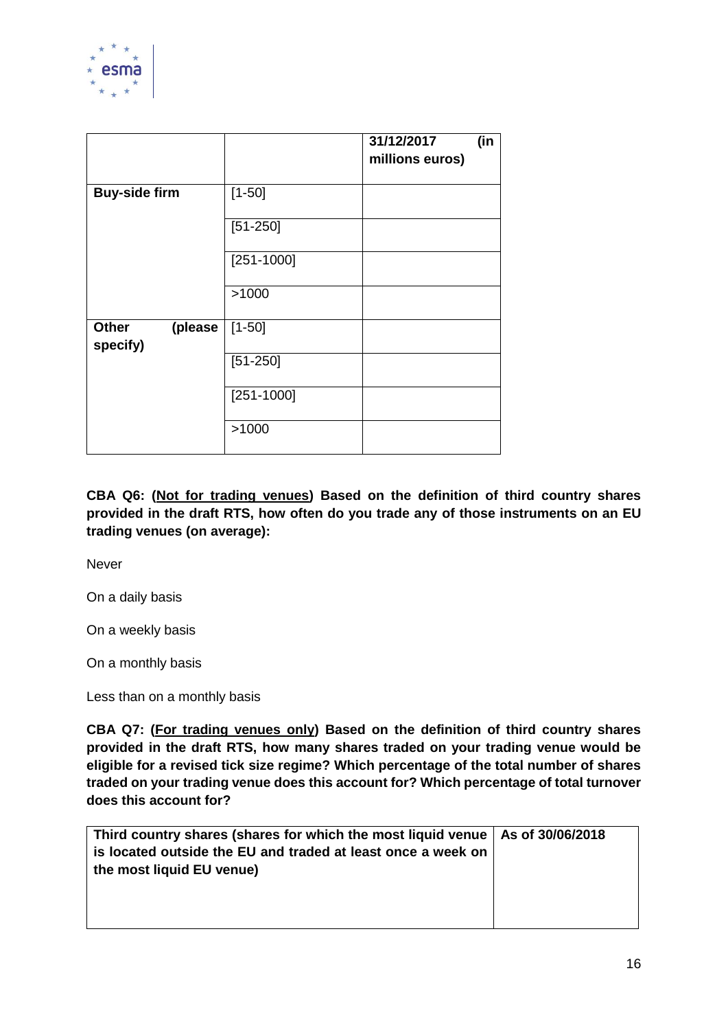| | | 31/12/2017 (in millions euros) |
|---|---|---|
| **Buy-side firm** | [1-50] | |
| | [51-250] | |
| | [251-1000] | |
| | >1000 | |
| **Other (please specify)** | [1-50] | |
| | [51-250] | |
| | [251-1000] | |
| | >1000 | |

**CBA Q6: (<u>Not for trading venues</u>) Based on the definition of third country shares provided in the draft RTS, how often do you trade any of those instruments on an EU trading venues (on average):**

Never

On a daily basis

On a weekly basis

On a monthly basis

Less than on a monthly basis

**CBA Q7: (<u>For trading venues only</u>) Based on the definition of third country shares provided in the draft RTS, how many shares traded on your trading venue would be eligible for a revised tick size regime? Which percentage of the total number of shares traded on your trading venue does this account for? Which percentage of total turnover does this account for?**

| Third country shares (shares for which the most liquid venue is located outside the EU and traded at least once a week on the most liquid EU venue) | As of 30/06/2018 |
|---|---|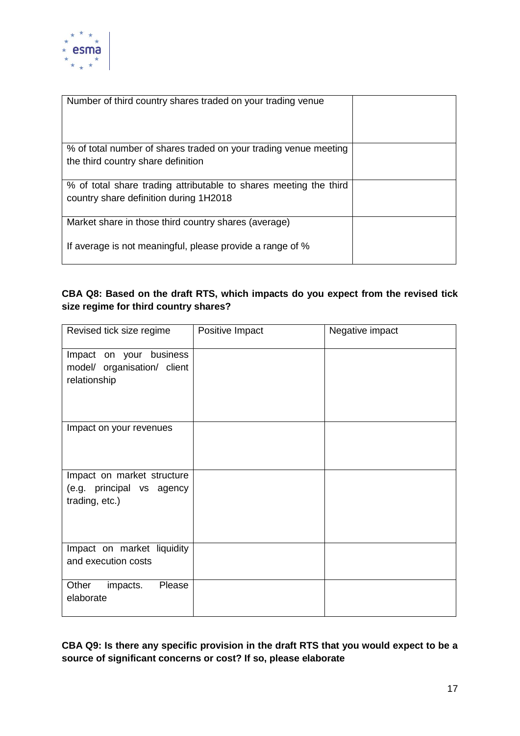| Number of third country shares traded on your trading venue | |
|---|---|
| % of total number of shares traded on your trading venue meeting the third country share definition | |
| % of total share trading attributable to shares meeting the third country share definition during 1H2018 | |
| Market share in those third country shares (average)<br><br>If average is not meaningful, please provide a range of % | |

**CBA Q8: Based on the draft RTS, which impacts do you expect from the revised tick size regime for third country shares?**

| Revised tick size regime | Positive Impact | Negative impact |
|---|---|---|
| Impact on your business model/ organisation/ client relationship | | |
| Impact on your revenues | | |
| Impact on market structure (e.g. principal vs agency trading, etc.) | | |
| Impact on market liquidity and execution costs | | |
| Other impacts. Please elaborate | | |

**CBA Q9: Is there any specific provision in the draft RTS that you would expect to be a source of significant concerns or cost? If so, please elaborate**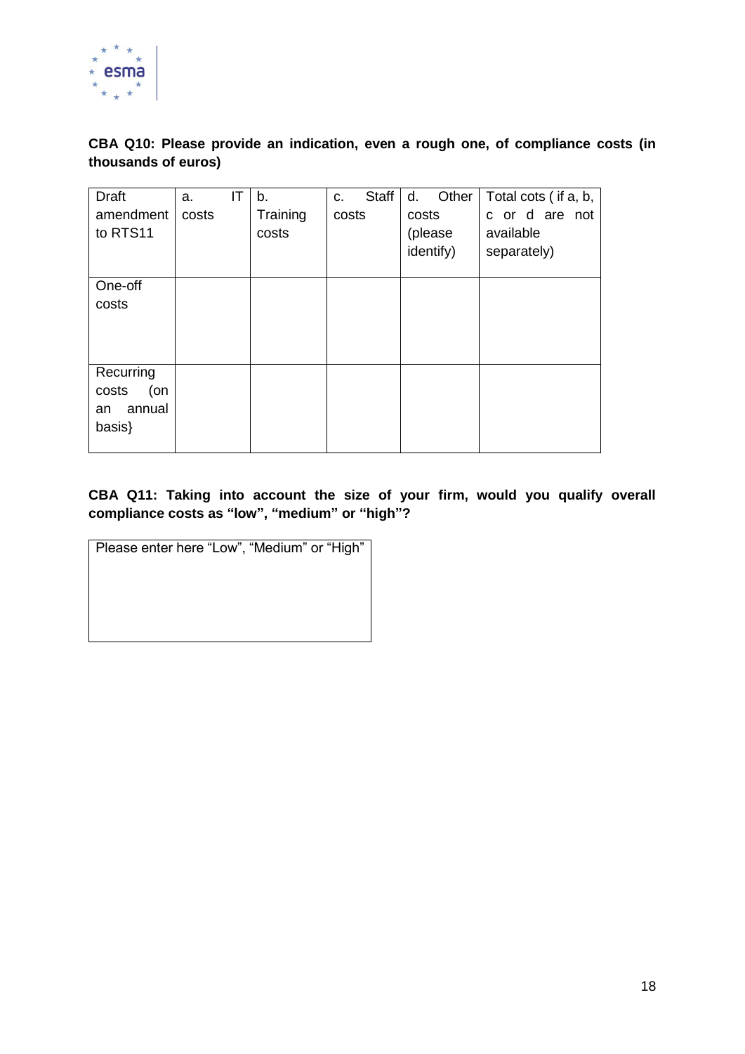**CBA Q10: Please provide an indication, even a rough one, of compliance costs (in thousands of euros)**

| Draft amendment to RTS11 | a. IT costs | b. Training costs | c. Staff costs | d. Other costs (please identify) | Total cots ( if a, b, c or d are not available separately) |
|---|---|---|---|---|---|
| One-off costs | | | | | |
| Recurring costs (on an annual basis} | | | | | |

**CBA Q11: Taking into account the size of your firm, would you qualify overall compliance costs as "low", "medium" or "high"?**

| Please enter here "Low", "Medium" or "High" |
|---|
| |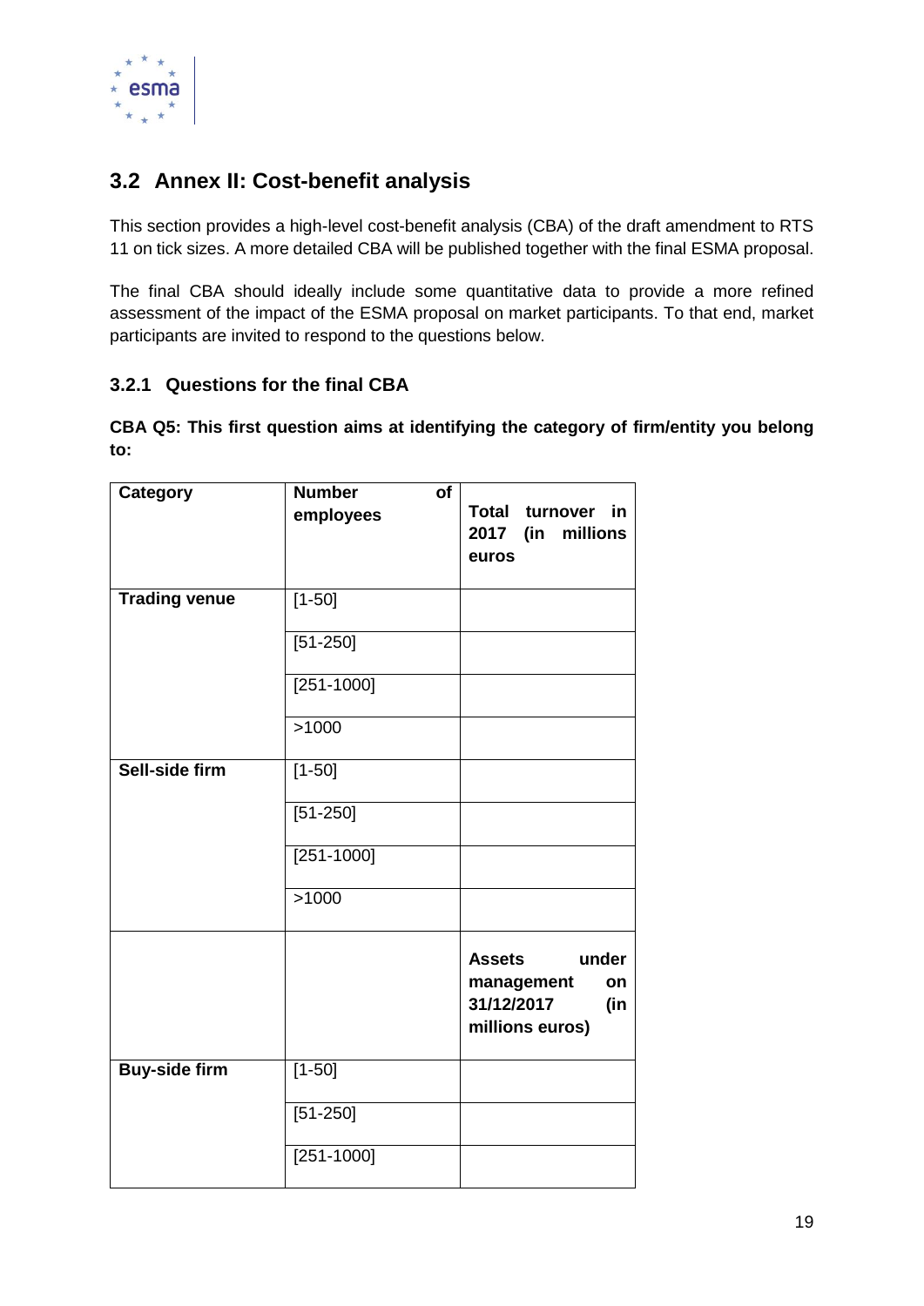## 3.2 Annex II: Cost-benefit analysis

This section provides a high-level cost-benefit analysis (CBA) of the draft amendment to RTS 11 on tick sizes. A more detailed CBA will be published together with the final ESMA proposal.

The final CBA should ideally include some quantitative data to provide a more refined assessment of the impact of the ESMA proposal on market participants. To that end, market participants are invited to respond to the questions below.

### 3.2.1 Questions for the final CBA

**CBA Q5: This first question aims at identifying the category of firm/entity you belong to:**

| **Category** | **Number of employees** | **Total turnover in 2017 (in millions euros** |
|---|---|---|
| **Trading venue** | [1-50] | |
| | [51-250] | |
| | [251-1000] | |
| | >1000 | |
| **Sell-side firm** | [1-50] | |
| | [51-250] | |
| | [251-1000] | |
| | >1000 | |
| | | **Assets under management on 31/12/2017 (in millions euros)** |
| **Buy-side firm** | [1-50] | |
| | [51-250] | |
| | [251-1000] | |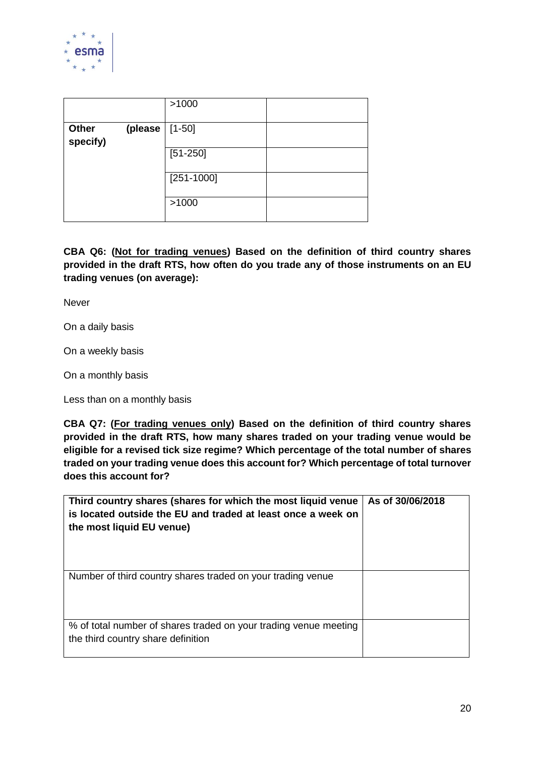| | | |
|---|---|---|
| | >1000 | |
| **Other (please specify)** | [1-50] | |
| | [51-250] | |
| | [251-1000] | |
| | >1000 | |

**CBA Q6: (Not for trading venues) Based on the definition of third country shares provided in the draft RTS, how often do you trade any of those instruments on an EU trading venues (on average):**

Never

On a daily basis

On a weekly basis

On a monthly basis

Less than on a monthly basis

**CBA Q7: (For trading venues only) Based on the definition of third country shares provided in the draft RTS, how many shares traded on your trading venue would be eligible for a revised tick size regime? Which percentage of the total number of shares traded on your trading venue does this account for? Which percentage of total turnover does this account for?**

| Third country shares (shares for which the most liquid venue is located outside the EU and traded at least once a week on the most liquid EU venue) | As of 30/06/2018 |
|---|---|
| Number of third country shares traded on your trading venue | |
| % of total number of shares traded on your trading venue meeting the third country share definition | |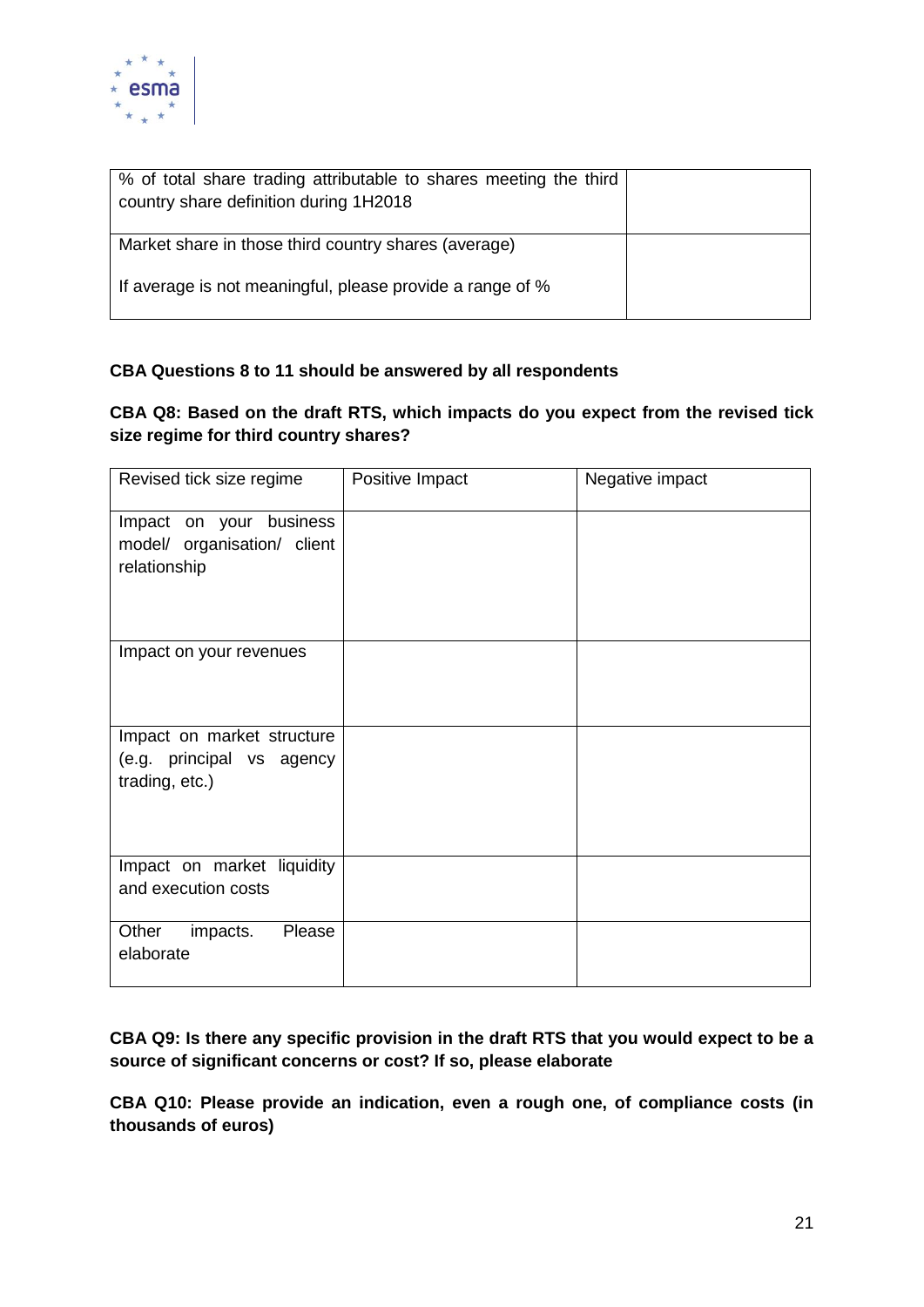| % of total share trading attributable to shares meeting the third country share definition during 1H2018 | |
|---|---|
| Market share in those third country shares (average)<br><br>If average is not meaningful, please provide a range of % | |

**CBA Questions 8 to 11 should be answered by all respondents**

**CBA Q8: Based on the draft RTS, which impacts do you expect from the revised tick size regime for third country shares?**

| Revised tick size regime | Positive Impact | Negative impact |
|---|---|---|
| Impact on your business model/ organisation/ client relationship | | |
| Impact on your revenues | | |
| Impact on market structure (e.g. principal vs agency trading, etc.) | | |
| Impact on market liquidity and execution costs | | |
| Other impacts. Please elaborate | | |

**CBA Q9: Is there any specific provision in the draft RTS that you would expect to be a source of significant concerns or cost? If so, please elaborate**

**CBA Q10: Please provide an indication, even a rough one, of compliance costs (in thousands of euros)**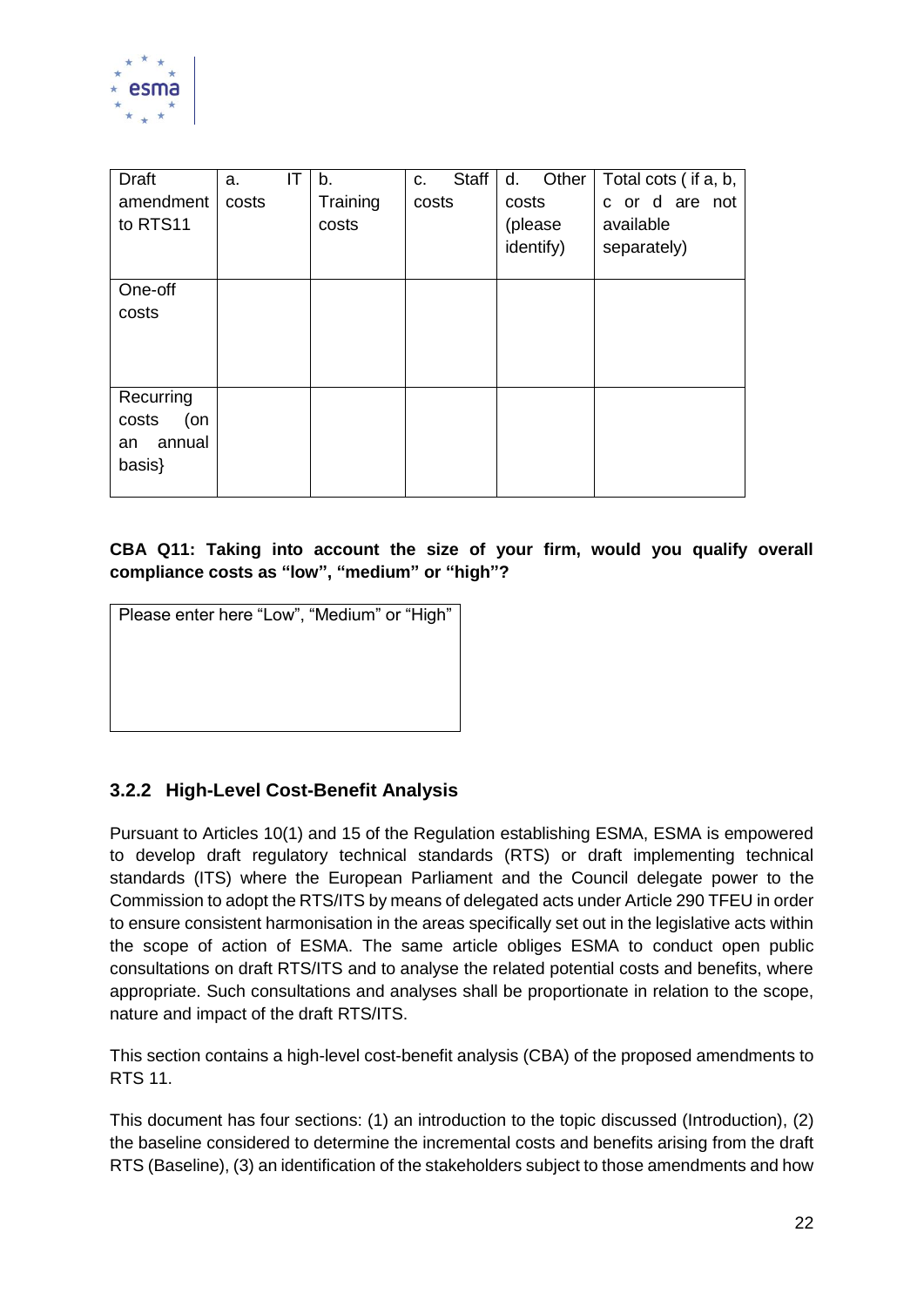| Draft amendment to RTS11 | a. IT costs | b. Training costs | c. Staff costs | d. Other costs (please identify) | Total cots ( if a, b, c or d are not available separately) |
|---|---|---|---|---|---|
| One-off costs | | | | | |
| Recurring costs (on an annual basis} | | | | | |

**CBA Q11: Taking into account the size of your firm, would you qualify overall compliance costs as "low", "medium" or "high"?**

| Please enter here "Low", "Medium" or "High" |
|---|
| |

### 3.2.2 High-Level Cost-Benefit Analysis

Pursuant to Articles 10(1) and 15 of the Regulation establishing ESMA, ESMA is empowered to develop draft regulatory technical standards (RTS) or draft implementing technical standards (ITS) where the European Parliament and the Council delegate power to the Commission to adopt the RTS/ITS by means of delegated acts under Article 290 TFEU in order to ensure consistent harmonisation in the areas specifically set out in the legislative acts within the scope of action of ESMA. The same article obliges ESMA to conduct open public consultations on draft RTS/ITS and to analyse the related potential costs and benefits, where appropriate. Such consultations and analyses shall be proportionate in relation to the scope, nature and impact of the draft RTS/ITS.

This section contains a high-level cost-benefit analysis (CBA) of the proposed amendments to RTS 11.

This document has four sections: (1) an introduction to the topic discussed (Introduction), (2) the baseline considered to determine the incremental costs and benefits arising from the draft RTS (Baseline), (3) an identification of the stakeholders subject to those amendments and how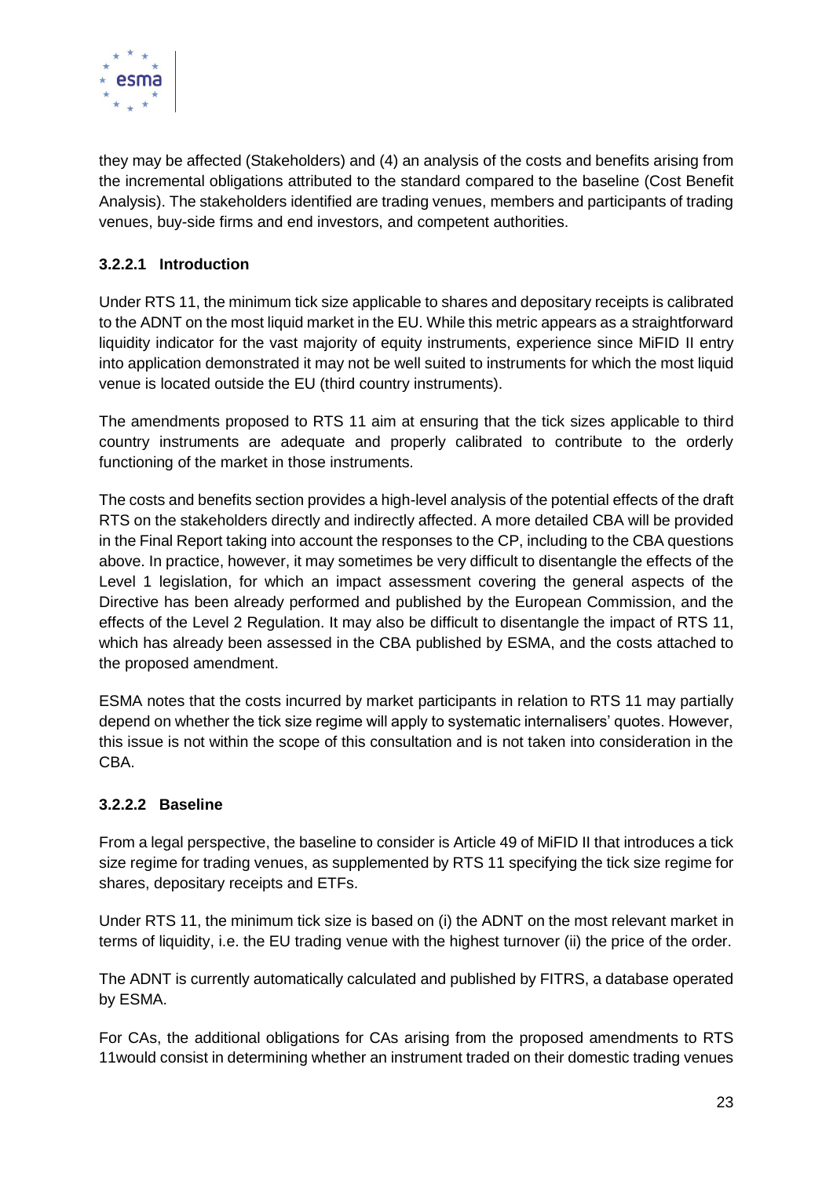they may be affected (Stakeholders) and (4) an analysis of the costs and benefits arising from the incremental obligations attributed to the standard compared to the baseline (Cost Benefit Analysis). The stakeholders identified are trading venues, members and participants of trading venues, buy-side firms and end investors, and competent authorities.

#### 3.2.2.1 Introduction

Under RTS 11, the minimum tick size applicable to shares and depositary receipts is calibrated to the ADNT on the most liquid market in the EU. While this metric appears as a straightforward liquidity indicator for the vast majority of equity instruments, experience since MiFID II entry into application demonstrated it may not be well suited to instruments for which the most liquid venue is located outside the EU (third country instruments).

The amendments proposed to RTS 11 aim at ensuring that the tick sizes applicable to third country instruments are adequate and properly calibrated to contribute to the orderly functioning of the market in those instruments.

The costs and benefits section provides a high-level analysis of the potential effects of the draft RTS on the stakeholders directly and indirectly affected. A more detailed CBA will be provided in the Final Report taking into account the responses to the CP, including to the CBA questions above. In practice, however, it may sometimes be very difficult to disentangle the effects of the Level 1 legislation, for which an impact assessment covering the general aspects of the Directive has been already performed and published by the European Commission, and the effects of the Level 2 Regulation. It may also be difficult to disentangle the impact of RTS 11, which has already been assessed in the CBA published by ESMA, and the costs attached to the proposed amendment.

ESMA notes that the costs incurred by market participants in relation to RTS 11 may partially depend on whether the tick size regime will apply to systematic internalisers' quotes. However, this issue is not within the scope of this consultation and is not taken into consideration in the CBA.

#### 3.2.2.2 Baseline

From a legal perspective, the baseline to consider is Article 49 of MiFID II that introduces a tick size regime for trading venues, as supplemented by RTS 11 specifying the tick size regime for shares, depositary receipts and ETFs.

Under RTS 11, the minimum tick size is based on (i) the ADNT on the most relevant market in terms of liquidity, i.e. the EU trading venue with the highest turnover (ii) the price of the order.

The ADNT is currently automatically calculated and published by FITRS, a database operated by ESMA.

For CAs, the additional obligations for CAs arising from the proposed amendments to RTS 11would consist in determining whether an instrument traded on their domestic trading venues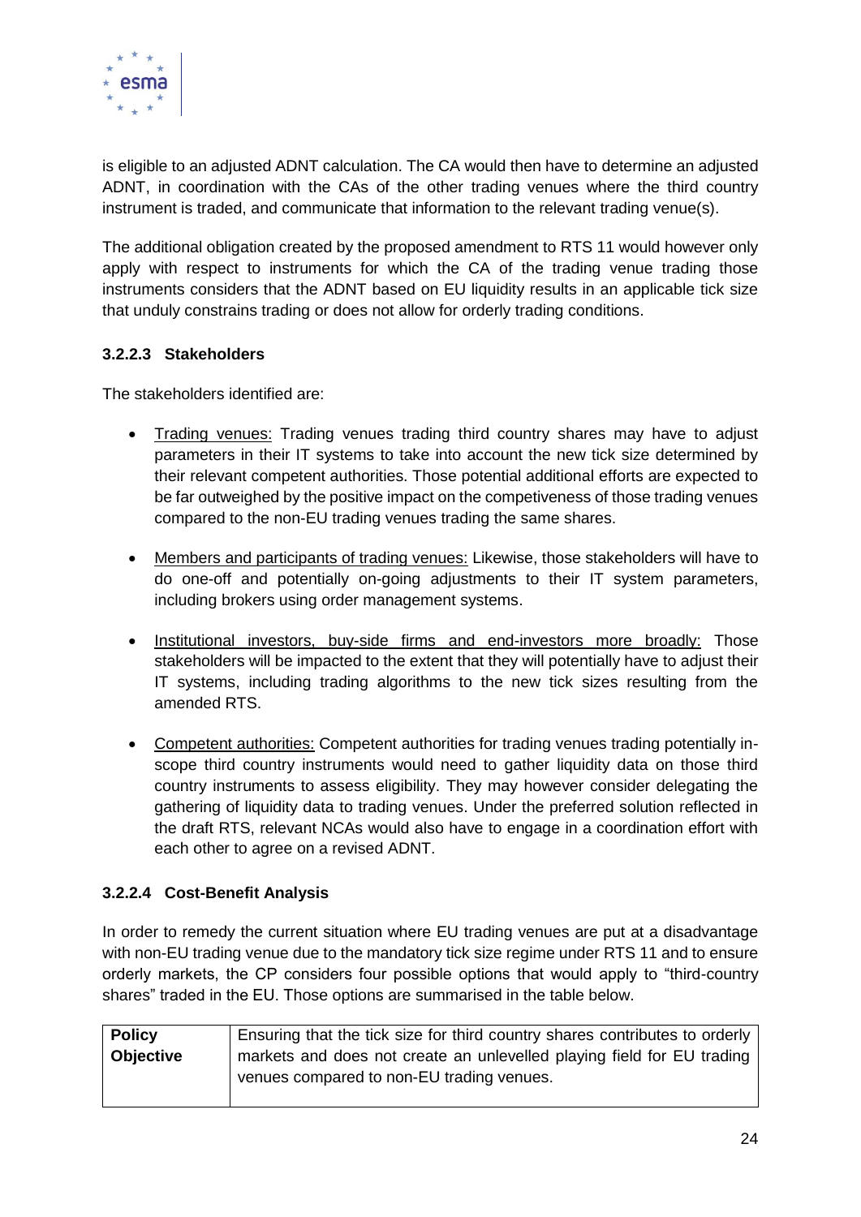is eligible to an adjusted ADNT calculation. The CA would then have to determine an adjusted ADNT, in coordination with the CAs of the other trading venues where the third country instrument is traded, and communicate that information to the relevant trading venue(s).

The additional obligation created by the proposed amendment to RTS 11 would however only apply with respect to instruments for which the CA of the trading venue trading those instruments considers that the ADNT based on EU liquidity results in an applicable tick size that unduly constrains trading or does not allow for orderly trading conditions.

#### 3.2.2.3 Stakeholders

The stakeholders identified are:

- Trading venues: Trading venues trading third country shares may have to adjust parameters in their IT systems to take into account the new tick size determined by their relevant competent authorities. Those potential additional efforts are expected to be far outweighed by the positive impact on the competiveness of those trading venues compared to the non-EU trading venues trading the same shares.
- Members and participants of trading venues: Likewise, those stakeholders will have to do one-off and potentially on-going adjustments to their IT system parameters, including brokers using order management systems.
- Institutional investors, buy-side firms and end-investors more broadly: Those stakeholders will be impacted to the extent that they will potentially have to adjust their IT systems, including trading algorithms to the new tick sizes resulting from the amended RTS.
- Competent authorities: Competent authorities for trading venues trading potentially in-scope third country instruments would need to gather liquidity data on those third country instruments to assess eligibility. They may however consider delegating the gathering of liquidity data to trading venues. Under the preferred solution reflected in the draft RTS, relevant NCAs would also have to engage in a coordination effort with each other to agree on a revised ADNT.

#### 3.2.2.4 Cost-Benefit Analysis

In order to remedy the current situation where EU trading venues are put at a disadvantage with non-EU trading venue due to the mandatory tick size regime under RTS 11 and to ensure orderly markets, the CP considers four possible options that would apply to "third-country shares" traded in the EU. Those options are summarised in the table below.

| **Policy Objective** | Ensuring that the tick size for third country shares contributes to orderly markets and does not create an unlevelled playing field for EU trading venues compared to non-EU trading venues. |
|---|---|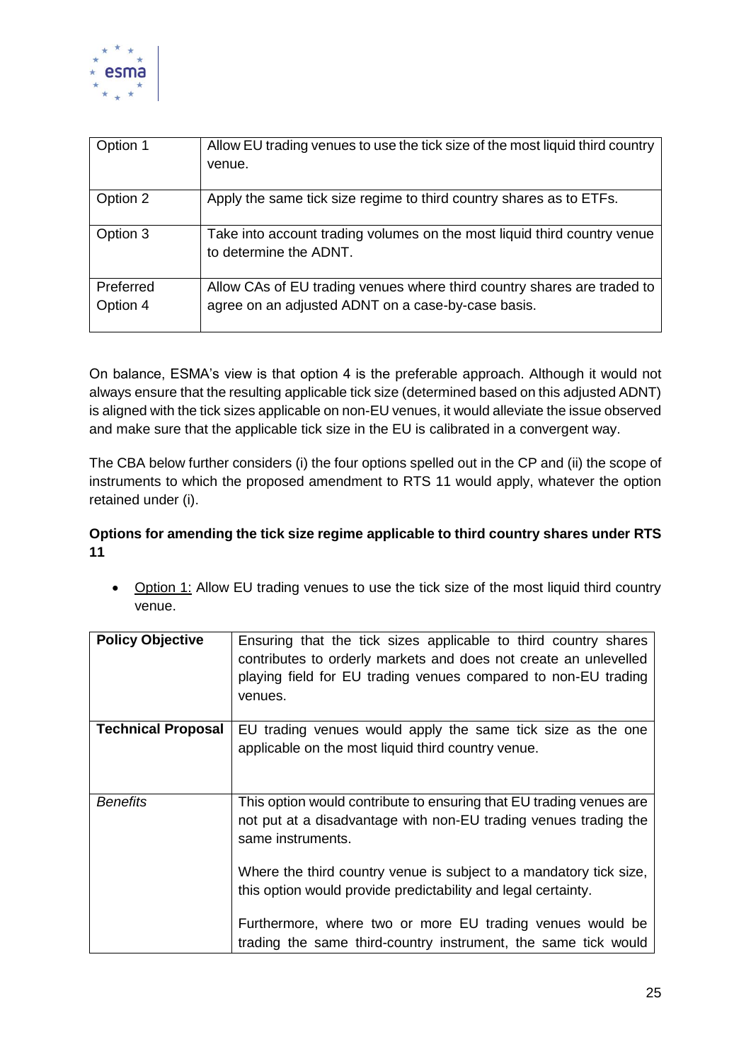| Option 1 | Allow EU trading venues to use the tick size of the most liquid third country venue. |
|---|---|
| Option 2 | Apply the same tick size regime to third country shares as to ETFs. |
| Option 3 | Take into account trading volumes on the most liquid third country venue to determine the ADNT. |
| Preferred Option 4 | Allow CAs of EU trading venues where third country shares are traded to agree on an adjusted ADNT on a case-by-case basis. |

On balance, ESMA's view is that option 4 is the preferable approach. Although it would not always ensure that the resulting applicable tick size (determined based on this adjusted ADNT) is aligned with the tick sizes applicable on non-EU venues, it would alleviate the issue observed and make sure that the applicable tick size in the EU is calibrated in a convergent way.

The CBA below further considers (i) the four options spelled out in the CP and (ii) the scope of instruments to which the proposed amendment to RTS 11 would apply, whatever the option retained under (i).

**Options for amending the tick size regime applicable to third country shares under RTS 11**

- Option 1: Allow EU trading venues to use the tick size of the most liquid third country venue.

| **Policy Objective** | Ensuring that the tick sizes applicable to third country shares contributes to orderly markets and does not create an unlevelled playing field for EU trading venues compared to non-EU trading venues. |
|---|---|
| **Technical Proposal** | EU trading venues would apply the same tick size as the one applicable on the most liquid third country venue. |
| *Benefits* | This option would contribute to ensuring that EU trading venues are not put at a disadvantage with non-EU trading venues trading the same instruments.<br><br>Where the third country venue is subject to a mandatory tick size, this option would provide predictability and legal certainty.<br><br>Furthermore, where two or more EU trading venues would be trading the same third-country instrument, the same tick would |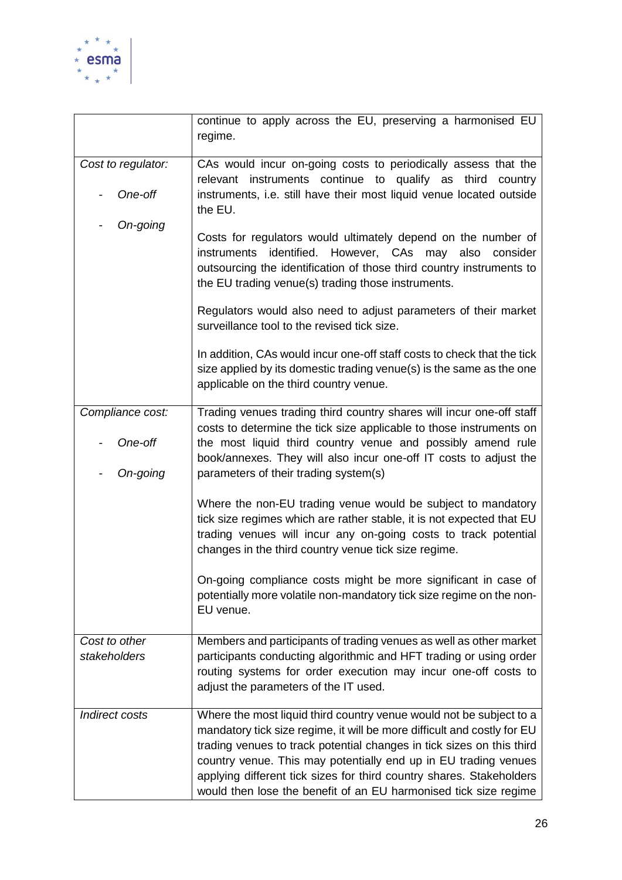| | |
|---|---|
| | continue to apply across the EU, preserving a harmonised EU regime. |
| *Cost to regulator:*<br>- *One-off*<br>- *On-going* | CAs would incur on-going costs to periodically assess that the relevant instruments continue to qualify as third country instruments, i.e. still have their most liquid venue located outside the EU.<br><br>Costs for regulators would ultimately depend on the number of instruments identified. However, CAs may also consider outsourcing the identification of those third country instruments to the EU trading venue(s) trading those instruments.<br><br>Regulators would also need to adjust parameters of their market surveillance tool to the revised tick size.<br><br>In addition, CAs would incur one-off staff costs to check that the tick size applied by its domestic trading venue(s) is the same as the one applicable on the third country venue. |
| *Compliance cost:*<br>- *One-off*<br>- *On-going* | Trading venues trading third country shares will incur one-off staff costs to determine the tick size applicable to those instruments on the most liquid third country venue and possibly amend rule book/annexes. They will also incur one-off IT costs to adjust the parameters of their trading system(s)<br><br>Where the non-EU trading venue would be subject to mandatory tick size regimes which are rather stable, it is not expected that EU trading venues will incur any on-going costs to track potential changes in the third country venue tick size regime.<br><br>On-going compliance costs might be more significant in case of potentially more volatile non-mandatory tick size regime on the non-EU venue. |
| *Cost to other stakeholders* | Members and participants of trading venues as well as other market participants conducting algorithmic and HFT trading or using order routing systems for order execution may incur one-off costs to adjust the parameters of the IT used. |
| *Indirect costs* | Where the most liquid third country venue would not be subject to a mandatory tick size regime, it will be more difficult and costly for EU trading venues to track potential changes in tick sizes on this third country venue. This may potentially end up in EU trading venues applying different tick sizes for third country shares. Stakeholders would then lose the benefit of an EU harmonised tick size regime |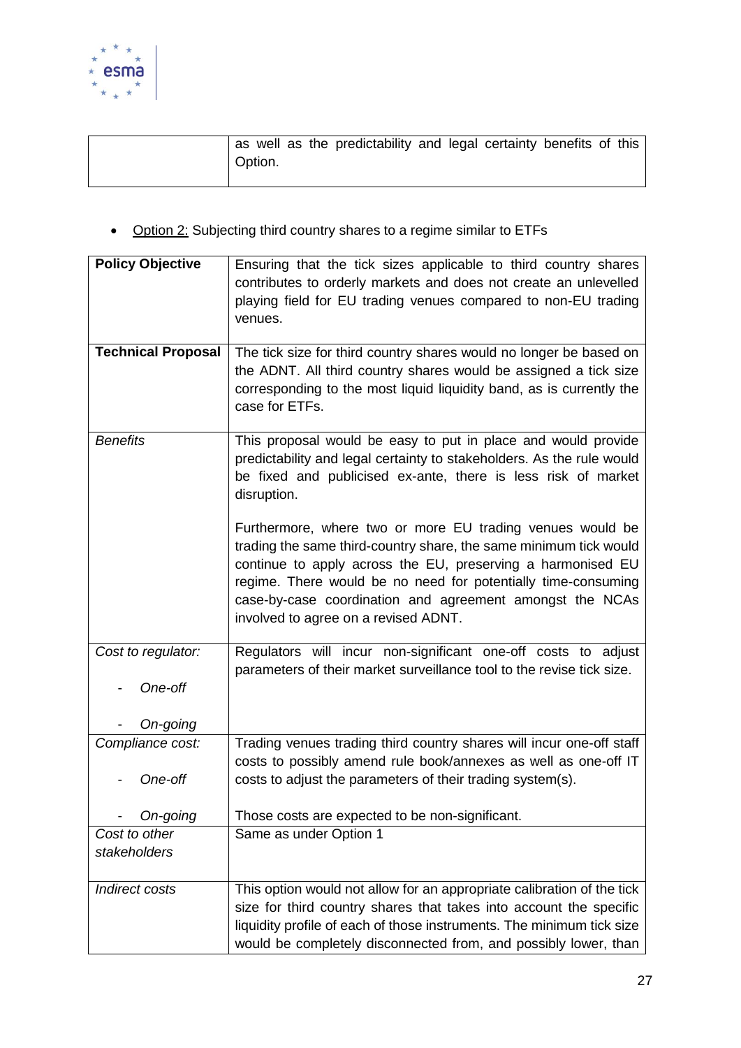| | |
|---|---|
| | as well as the predictability and legal certainty benefits of this Option. |

- <u>Option 2:</u> Subjecting third country shares to a regime similar to ETFs

| **Policy Objective** | Ensuring that the tick sizes applicable to third country shares contributes to orderly markets and does not create an unlevelled playing field for EU trading venues compared to non-EU trading venues. |
|---|---|
| **Technical Proposal** | The tick size for third country shares would no longer be based on the ADNT. All third country shares would be assigned a tick size corresponding to the most liquid liquidity band, as is currently the case for ETFs. |
| *Benefits* | This proposal would be easy to put in place and would provide predictability and legal certainty to stakeholders. As the rule would be fixed and publicised ex-ante, there is less risk of market disruption.<br><br>Furthermore, where two or more EU trading venues would be trading the same third-country share, the same minimum tick would continue to apply across the EU, preserving a harmonised EU regime. There would be no need for potentially time-consuming case-by-case coordination and agreement amongst the NCAs involved to agree on a revised ADNT. |
| *Cost to regulator:*<br>- *One-off*<br>- *On-going* | Regulators will incur non-significant one-off costs to adjust parameters of their market surveillance tool to the revise tick size. |
| *Compliance cost:*<br>- *One-off*<br>- *On-going* | Trading venues trading third country shares will incur one-off staff costs to possibly amend rule book/annexes as well as one-off IT costs to adjust the parameters of their trading system(s).<br><br>Those costs are expected to be non-significant. |
| *Cost to other stakeholders* | Same as under Option 1 |
| *Indirect costs* | This option would not allow for an appropriate calibration of the tick size for third country shares that takes into account the specific liquidity profile of each of those instruments. The minimum tick size would be completely disconnected from, and possibly lower, than |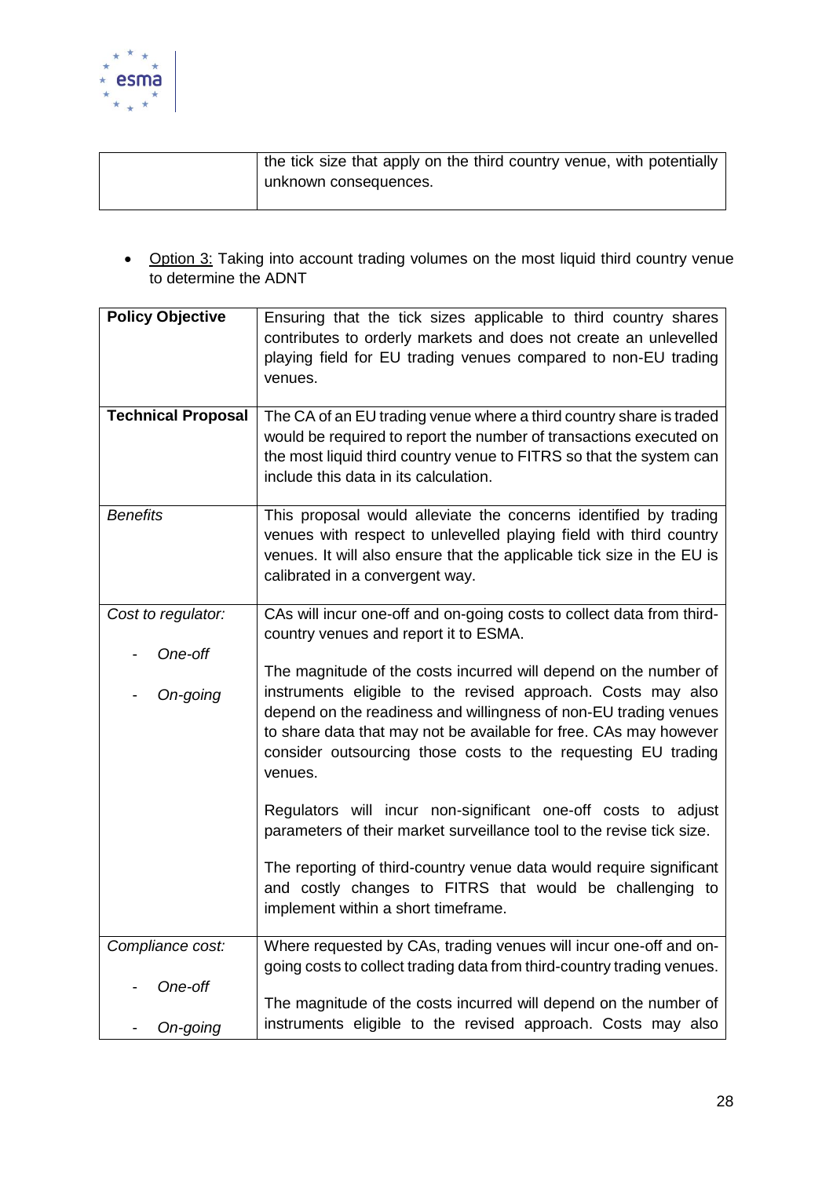| | the tick size that apply on the third country venue, with potentially unknown consequences. |
|---|---|

- Option 3: Taking into account trading volumes on the most liquid third country venue to determine the ADNT

| **Policy Objective** | Ensuring that the tick sizes applicable to third country shares contributes to orderly markets and does not create an unlevelled playing field for EU trading venues compared to non-EU trading venues. |
|---|---|
| **Technical Proposal** | The CA of an EU trading venue where a third country share is traded would be required to report the number of transactions executed on the most liquid third country venue to FITRS so that the system can include this data in its calculation. |
| *Benefits* | This proposal would alleviate the concerns identified by trading venues with respect to unlevelled playing field with third country venues. It will also ensure that the applicable tick size in the EU is calibrated in a convergent way. |
| *Cost to regulator:*<br>- *One-off*<br>- *On-going* | CAs will incur one-off and on-going costs to collect data from third-country venues and report it to ESMA.<br><br>The magnitude of the costs incurred will depend on the number of instruments eligible to the revised approach. Costs may also depend on the readiness and willingness of non-EU trading venues to share data that may not be available for free. CAs may however consider outsourcing those costs to the requesting EU trading venues.<br><br>Regulators will incur non-significant one-off costs to adjust parameters of their market surveillance tool to the revise tick size.<br><br>The reporting of third-country venue data would require significant and costly changes to FITRS that would be challenging to implement within a short timeframe. |
| *Compliance cost:*<br>- *One-off*<br>- *On-going* | Where requested by CAs, trading venues will incur one-off and on-going costs to collect trading data from third-country trading venues.<br><br>The magnitude of the costs incurred will depend on the number of instruments eligible to the revised approach. Costs may also |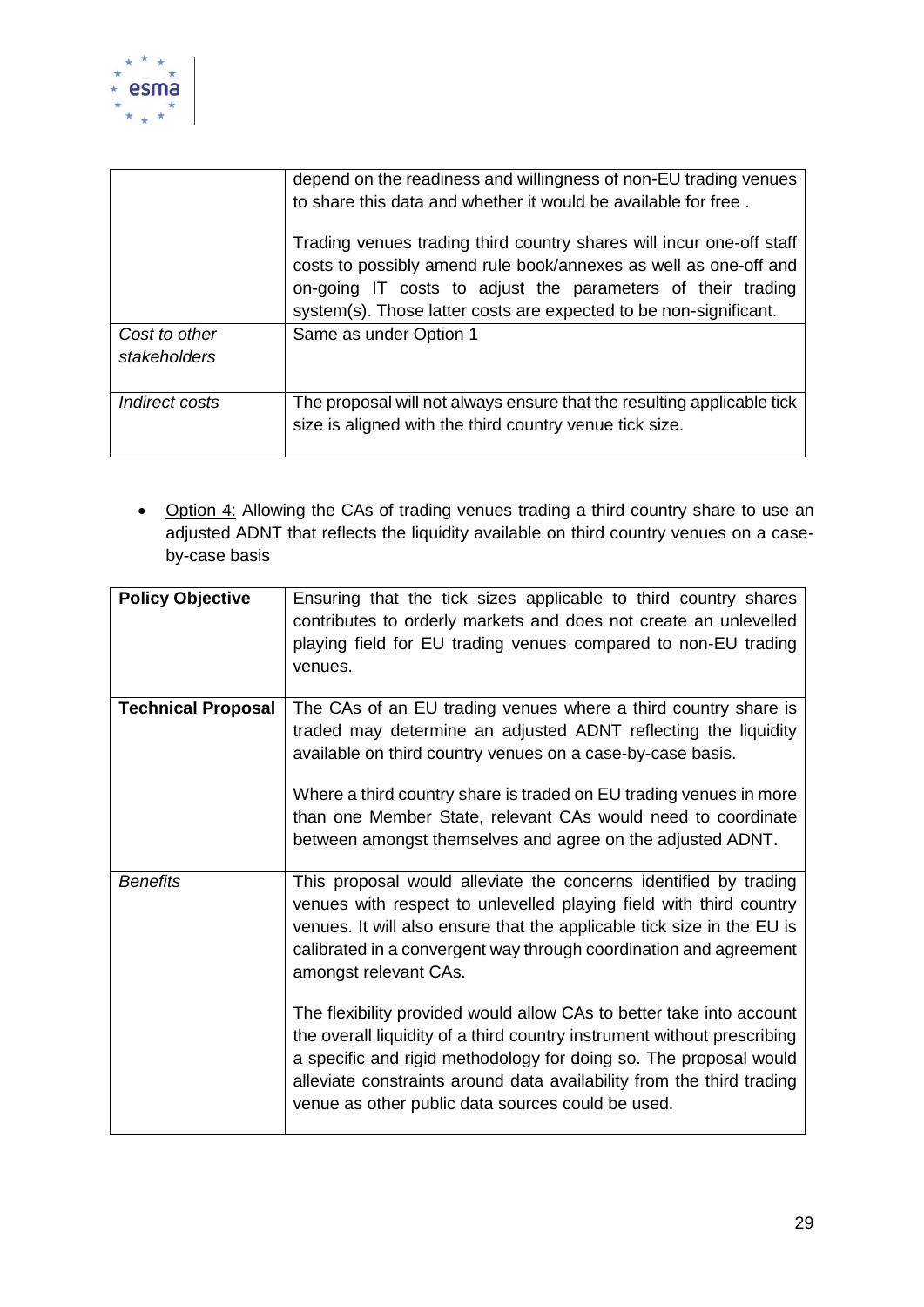| | |
|---|---|
| | depend on the readiness and willingness of non-EU trading venues to share this data and whether it would be available for free .<br><br>Trading venues trading third country shares will incur one-off staff costs to possibly amend rule book/annexes as well as one-off and on-going IT costs to adjust the parameters of their trading system(s). Those latter costs are expected to be non-significant. |
| *Cost to other stakeholders* | Same as under Option 1 |
| *Indirect costs* | The proposal will not always ensure that the resulting applicable tick size is aligned with the third country venue tick size. |

- Option 4: Allowing the CAs of trading venues trading a third country share to use an adjusted ADNT that reflects the liquidity available on third country venues on a case-by-case basis

| | |
|---|---|
| **Policy Objective** | Ensuring that the tick sizes applicable to third country shares contributes to orderly markets and does not create an unlevelled playing field for EU trading venues compared to non-EU trading venues. |
| **Technical Proposal** | The CAs of an EU trading venues where a third country share is traded may determine an adjusted ADNT reflecting the liquidity available on third country venues on a case-by-case basis.<br><br>Where a third country share is traded on EU trading venues in more than one Member State, relevant CAs would need to coordinate between amongst themselves and agree on the adjusted ADNT. |
| *Benefits* | This proposal would alleviate the concerns identified by trading venues with respect to unlevelled playing field with third country venues. It will also ensure that the applicable tick size in the EU is calibrated in a convergent way through coordination and agreement amongst relevant CAs.<br><br>The flexibility provided would allow CAs to better take into account the overall liquidity of a third country instrument without prescribing a specific and rigid methodology for doing so. The proposal would alleviate constraints around data availability from the third trading venue as other public data sources could be used. |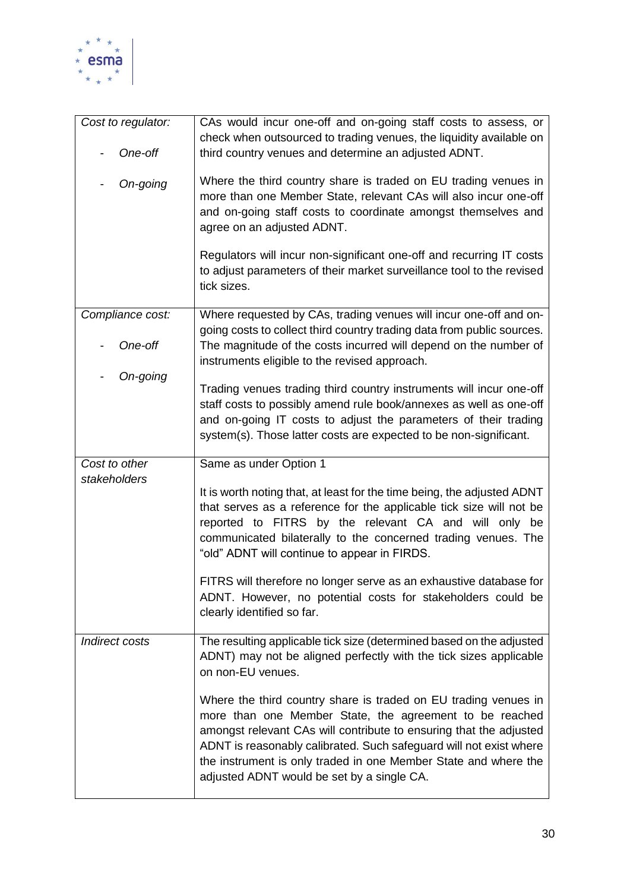| | |
|---|---|
| *Cost to regulator:*<br><br>- *One-off*<br><br>- *On-going* | CAs would incur one-off and on-going staff costs to assess, or check when outsourced to trading venues, the liquidity available on third country venues and determine an adjusted ADNT.<br><br>Where the third country share is traded on EU trading venues in more than one Member State, relevant CAs will also incur one-off and on-going staff costs to coordinate amongst themselves and agree on an adjusted ADNT.<br><br>Regulators will incur non-significant one-off and recurring IT costs to adjust parameters of their market surveillance tool to the revised tick sizes. |
| *Compliance cost:*<br><br>- *One-off*<br><br>- *On-going* | Where requested by CAs, trading venues will incur one-off and on-going costs to collect third country trading data from public sources. The magnitude of the costs incurred will depend on the number of instruments eligible to the revised approach.<br><br>Trading venues trading third country instruments will incur one-off staff costs to possibly amend rule book/annexes as well as one-off and on-going IT costs to adjust the parameters of their trading system(s). Those latter costs are expected to be non-significant. |
| *Cost to other stakeholders* | Same as under Option 1<br><br>It is worth noting that, at least for the time being, the adjusted ADNT that serves as a reference for the applicable tick size will not be reported to FITRS by the relevant CA and will only be communicated bilaterally to the concerned trading venues. The "old" ADNT will continue to appear in FIRDS.<br><br>FITRS will therefore no longer serve as an exhaustive database for ADNT. However, no potential costs for stakeholders could be clearly identified so far. |
| *Indirect costs* | The resulting applicable tick size (determined based on the adjusted ADNT) may not be aligned perfectly with the tick sizes applicable on non-EU venues.<br><br>Where the third country share is traded on EU trading venues in more than one Member State, the agreement to be reached amongst relevant CAs will contribute to ensuring that the adjusted ADNT is reasonably calibrated. Such safeguard will not exist where the instrument is only traded in one Member State and where the adjusted ADNT would be set by a single CA. |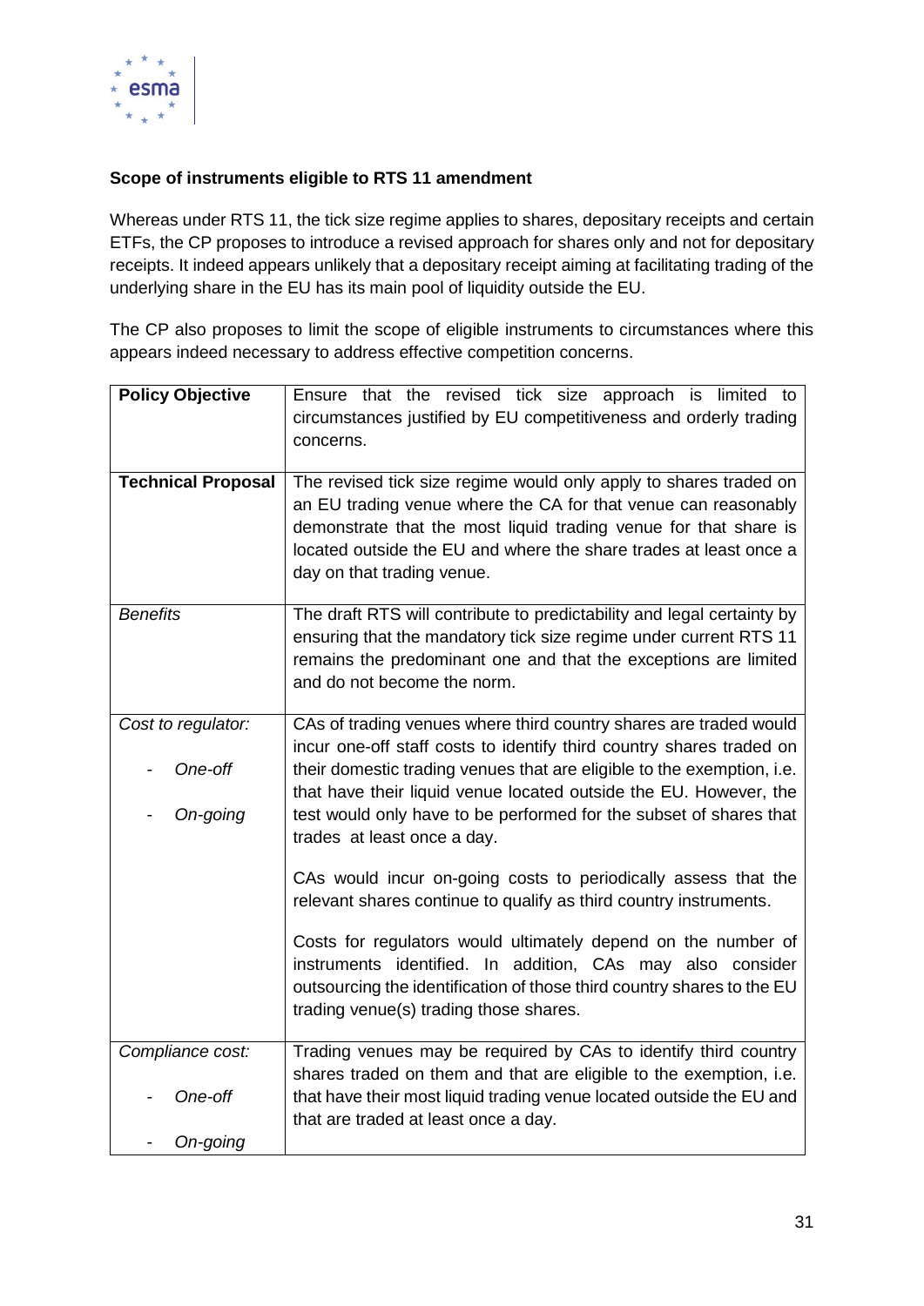**Scope of instruments eligible to RTS 11 amendment**

Whereas under RTS 11, the tick size regime applies to shares, depositary receipts and certain ETFs, the CP proposes to introduce a revised approach for shares only and not for depositary receipts. It indeed appears unlikely that a depositary receipt aiming at facilitating trading of the underlying share in the EU has its main pool of liquidity outside the EU.

The CP also proposes to limit the scope of eligible instruments to circumstances where this appears indeed necessary to address effective competition concerns.

| **Policy Objective** | Ensure that the revised tick size approach is limited to circumstances justified by EU competitiveness and orderly trading concerns. |
|---|---|
| **Technical Proposal** | The revised tick size regime would only apply to shares traded on an EU trading venue where the CA for that venue can reasonably demonstrate that the most liquid trading venue for that share is located outside the EU and where the share trades at least once a day on that trading venue. |
| *Benefits* | The draft RTS will contribute to predictability and legal certainty by ensuring that the mandatory tick size regime under current RTS 11 remains the predominant one and that the exceptions are limited and do not become the norm. |
| *Cost to regulator:*<br>- *One-off*<br>- *On-going* | CAs of trading venues where third country shares are traded would incur one-off staff costs to identify third country shares traded on their domestic trading venues that are eligible to the exemption, i.e. that have their liquid venue located outside the EU. However, the test would only have to be performed for the subset of shares that trades at least once a day.<br><br>CAs would incur on-going costs to periodically assess that the relevant shares continue to qualify as third country instruments.<br><br>Costs for regulators would ultimately depend on the number of instruments identified. In addition, CAs may also consider outsourcing the identification of those third country shares to the EU trading venue(s) trading those shares. |
| *Compliance cost:*<br>- *One-off*<br>- *On-going* | Trading venues may be required by CAs to identify third country shares traded on them and that are eligible to the exemption, i.e. that have their most liquid trading venue located outside the EU and that are traded at least once a day. |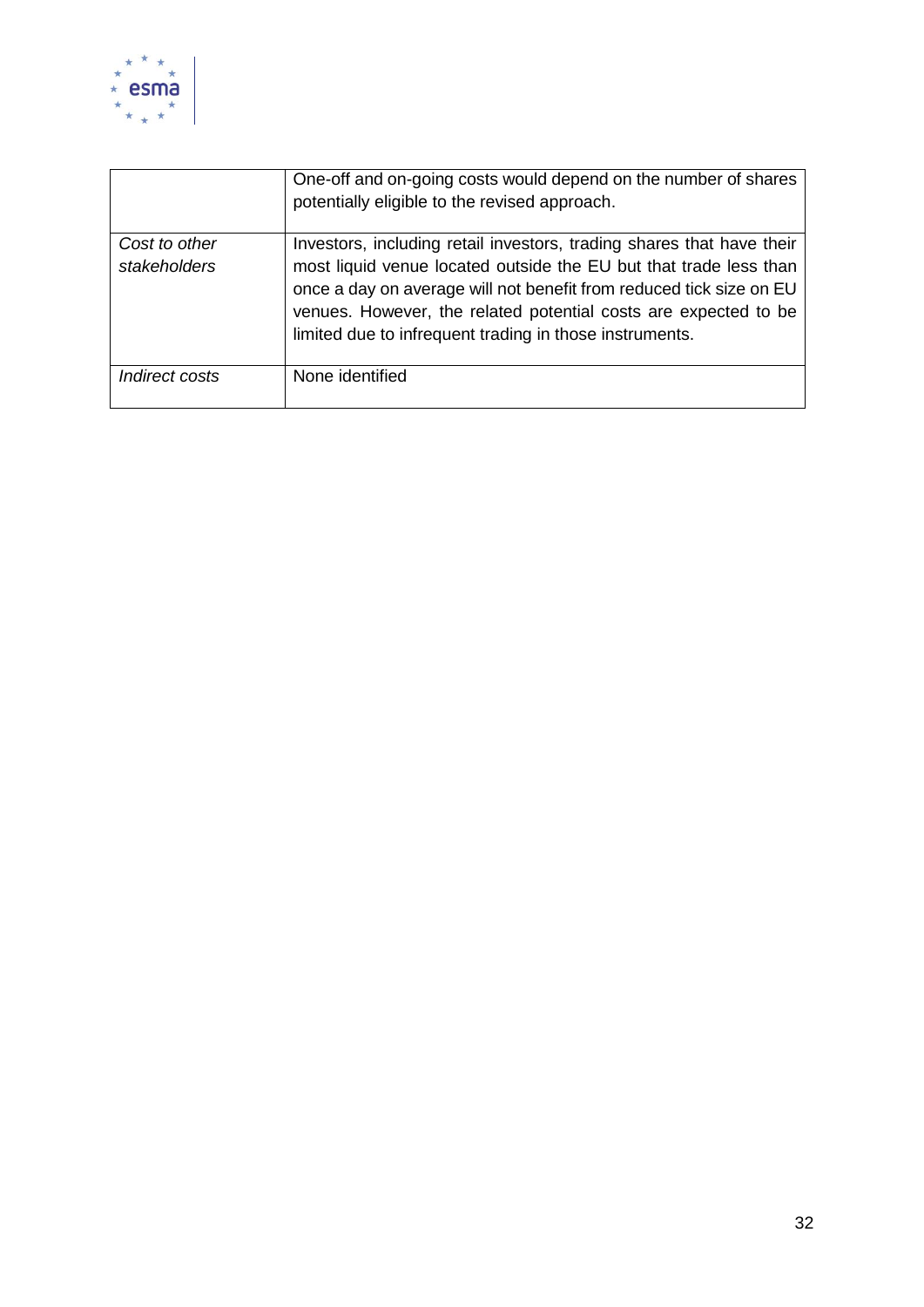| | |
|---|---|
| | One-off and on-going costs would depend on the number of shares potentially eligible to the revised approach. |
| *Cost to other stakeholders* | Investors, including retail investors, trading shares that have their most liquid venue located outside the EU but that trade less than once a day on average will not benefit from reduced tick size on EU venues. However, the related potential costs are expected to be limited due to infrequent trading in those instruments. |
| *Indirect costs* | None identified |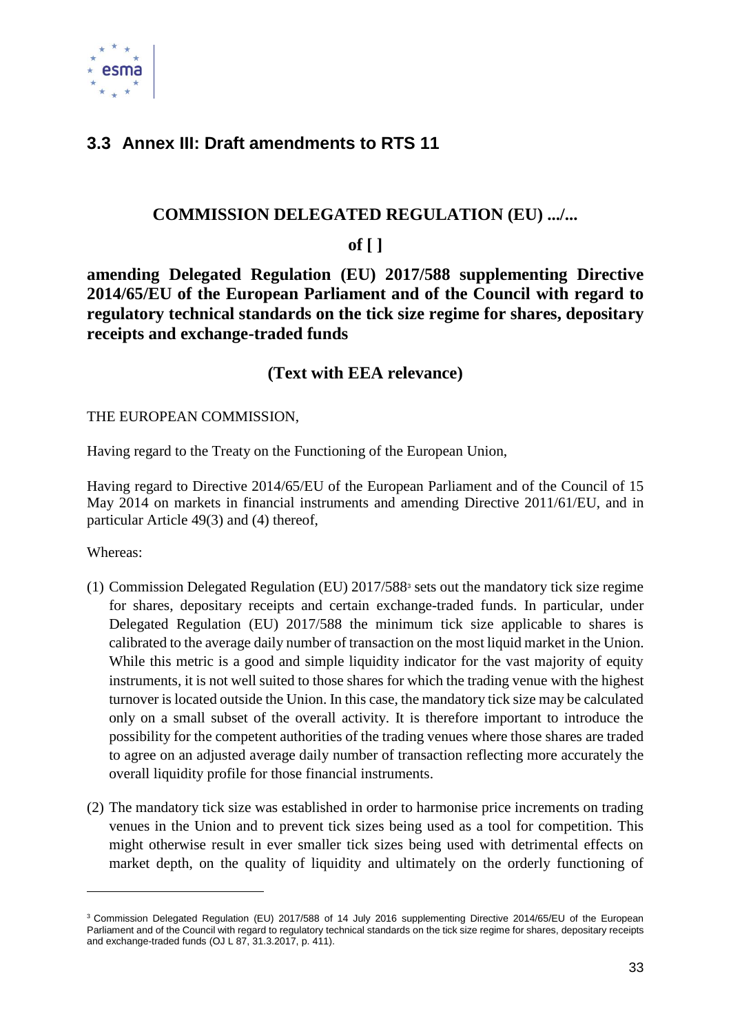## 3.3 Annex III: Draft amendments to RTS 11

**COMMISSION DELEGATED REGULATION (EU) .../...**

**of [ ]**

**amending Delegated Regulation (EU) 2017/588 supplementing Directive 2014/65/EU of the European Parliament and of the Council with regard to regulatory technical standards on the tick size regime for shares, depositary receipts and exchange-traded funds**

**(Text with EEA relevance)**

THE EUROPEAN COMMISSION,

Having regard to the Treaty on the Functioning of the European Union,

Having regard to Directive 2014/65/EU of the European Parliament and of the Council of 15 May 2014 on markets in financial instruments and amending Directive 2011/61/EU, and in particular Article 49(3) and (4) thereof,

Whereas:

(1) Commission Delegated Regulation (EU) 2017/588[3] sets out the mandatory tick size regime for shares, depositary receipts and certain exchange-traded funds. In particular, under Delegated Regulation (EU) 2017/588 the minimum tick size applicable to shares is calibrated to the average daily number of transaction on the most liquid market in the Union. While this metric is a good and simple liquidity indicator for the vast majority of equity instruments, it is not well suited to those shares for which the trading venue with the highest turnover is located outside the Union. In this case, the mandatory tick size may be calculated only on a small subset of the overall activity. It is therefore important to introduce the possibility for the competent authorities of the trading venues where those shares are traded to agree on an adjusted average daily number of transaction reflecting more accurately the overall liquidity profile for those financial instruments.

(2) The mandatory tick size was established in order to harmonise price increments on trading venues in the Union and to prevent tick sizes being used as a tool for competition. This might otherwise result in ever smaller tick sizes being used with detrimental effects on market depth, on the quality of liquidity and ultimately on the orderly functioning of

[3] Commission Delegated Regulation (EU) 2017/588 of 14 July 2016 supplementing Directive 2014/65/EU of the European Parliament and of the Council with regard to regulatory technical standards on the tick size regime for shares, depositary receipts and exchange-traded funds (OJ L 87, 31.3.2017, p. 411).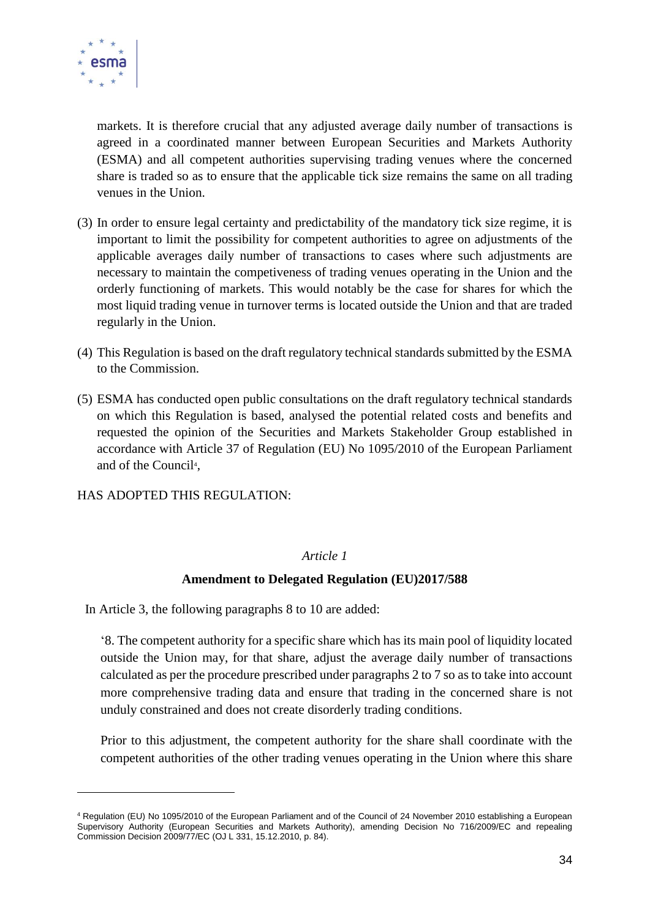markets. It is therefore crucial that any adjusted average daily number of transactions is agreed in a coordinated manner between European Securities and Markets Authority (ESMA) and all competent authorities supervising trading venues where the concerned share is traded so as to ensure that the applicable tick size remains the same on all trading venues in the Union.

(3) In order to ensure legal certainty and predictability of the mandatory tick size regime, it is important to limit the possibility for competent authorities to agree on adjustments of the applicable averages daily number of transactions to cases where such adjustments are necessary to maintain the competiveness of trading venues operating in the Union and the orderly functioning of markets. This would notably be the case for shares for which the most liquid trading venue in turnover terms is located outside the Union and that are traded regularly in the Union.

(4) This Regulation is based on the draft regulatory technical standards submitted by the ESMA to the Commission.

(5) ESMA has conducted open public consultations on the draft regulatory technical standards on which this Regulation is based, analysed the potential related costs and benefits and requested the opinion of the Securities and Markets Stakeholder Group established in accordance with Article 37 of Regulation (EU) No 1095/2010 of the European Parliament and of the Council[4],

HAS ADOPTED THIS REGULATION:

*Article 1*

**Amendment to Delegated Regulation (EU)2017/588**

In Article 3, the following paragraphs 8 to 10 are added:

'8. The competent authority for a specific share which has its main pool of liquidity located outside the Union may, for that share, adjust the average daily number of transactions calculated as per the procedure prescribed under paragraphs 2 to 7 so as to take into account more comprehensive trading data and ensure that trading in the concerned share is not unduly constrained and does not create disorderly trading conditions.

Prior to this adjustment, the competent authority for the share shall coordinate with the competent authorities of the other trading venues operating in the Union where this share

[4] Regulation (EU) No 1095/2010 of the European Parliament and of the Council of 24 November 2010 establishing a European Supervisory Authority (European Securities and Markets Authority), amending Decision No 716/2009/EC and repealing Commission Decision 2009/77/EC (OJ L 331, 15.12.2010, p. 84).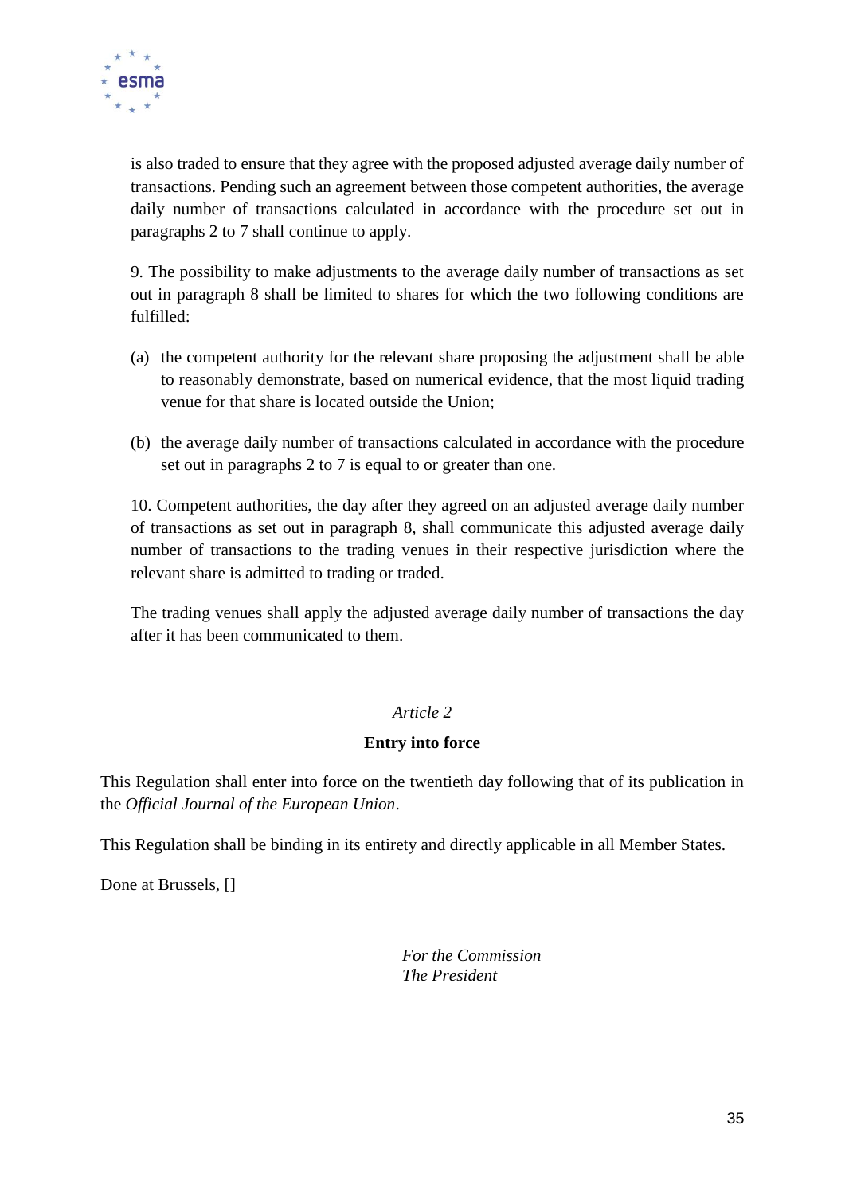is also traded to ensure that they agree with the proposed adjusted average daily number of transactions. Pending such an agreement between those competent authorities, the average daily number of transactions calculated in accordance with the procedure set out in paragraphs 2 to 7 shall continue to apply.

9. The possibility to make adjustments to the average daily number of transactions as set out in paragraph 8 shall be limited to shares for which the two following conditions are fulfilled:

(a) the competent authority for the relevant share proposing the adjustment shall be able to reasonably demonstrate, based on numerical evidence, that the most liquid trading venue for that share is located outside the Union;

(b) the average daily number of transactions calculated in accordance with the procedure set out in paragraphs 2 to 7 is equal to or greater than one.

10. Competent authorities, the day after they agreed on an adjusted average daily number of transactions as set out in paragraph 8, shall communicate this adjusted average daily number of transactions to the trading venues in their respective jurisdiction where the relevant share is admitted to trading or traded.

The trading venues shall apply the adjusted average daily number of transactions the day after it has been communicated to them.

*Article 2*

**Entry into force**

This Regulation shall enter into force on the twentieth day following that of its publication in the *Official Journal of the European Union*.

This Regulation shall be binding in its entirety and directly applicable in all Member States.

Done at Brussels, []

*For the Commission*
*The President*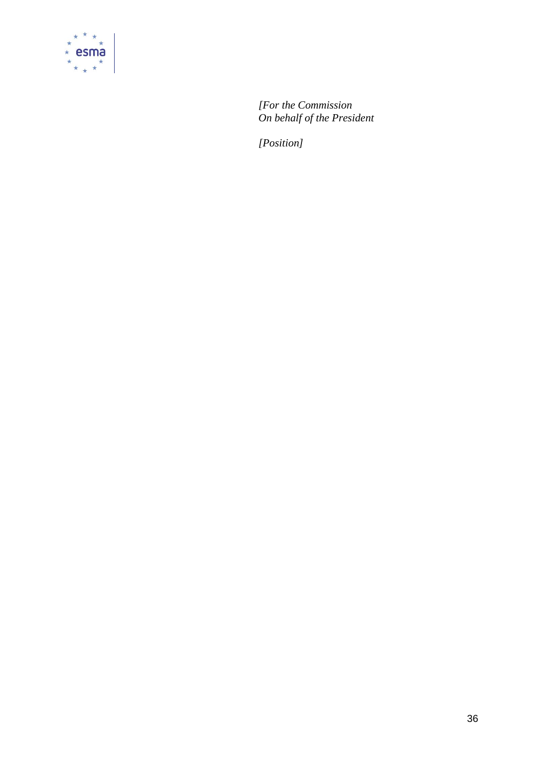*[For the Commission*
*On behalf of the President*

*[Position]*